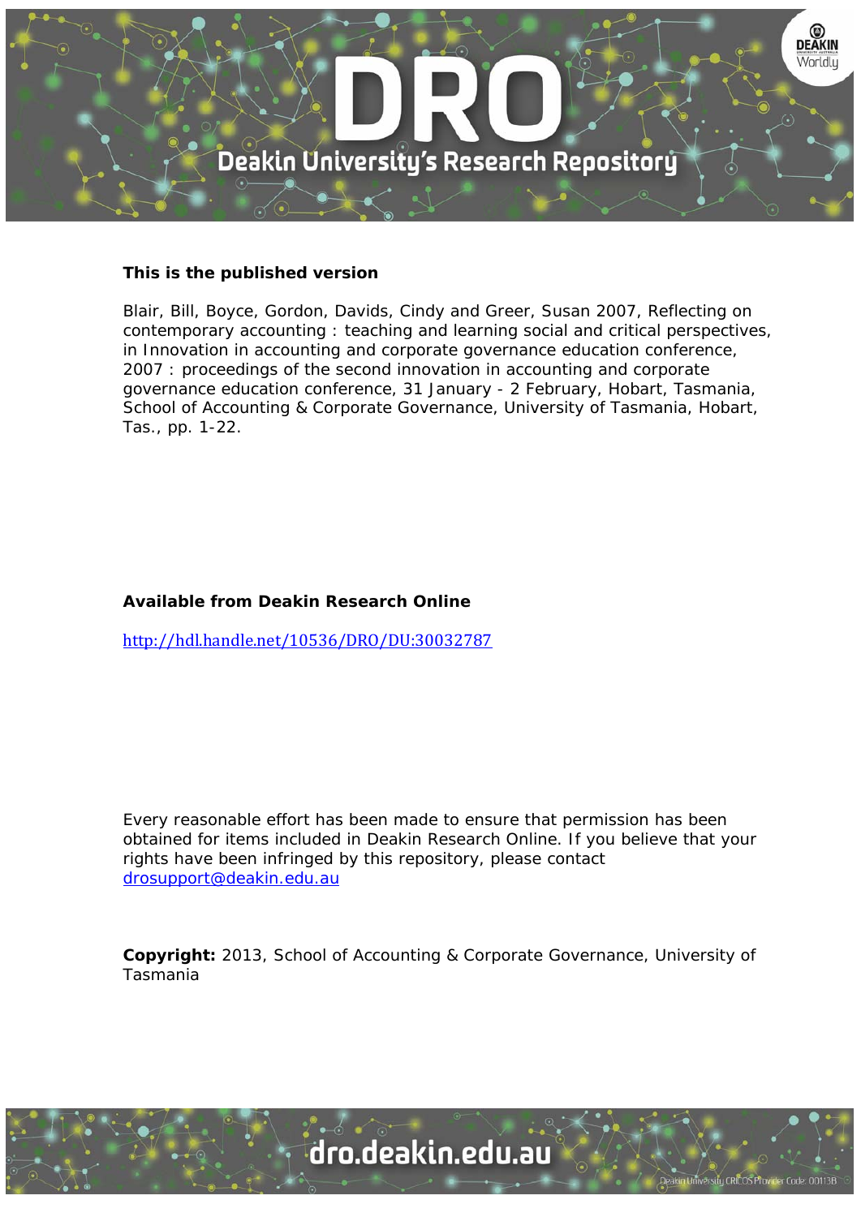**This is the published version**

Blair, Bill, Boyce, Gordon, Davids, Cindy and Greer, Susan 2007, Reflecting on contemporary accounting : teaching and learning social and critical perspectives, in Innovation in accounting and corporate governance education conference, 2007 : proceedings of the second innovation in accounting and corporate governance education conference, 31 January - 2 February, Hobart, Tasmania, School of Accounting & Corporate Governance, University of Tasmania, Hobart, Tas., pp. 1-22.

**Available from Deakin Research Online**

http://hdl.handle.net/10536/DRO/DU:30032787

Every reasonable effort has been made to ensure that permission has been obtained for items included in Deakin Research Online. If you believe that your rights have been infringed by this repository, please contact drosupport@deakin.edu.au

**Copyright:** 2013, School of Accounting & Corporate Governance, University of Tasmania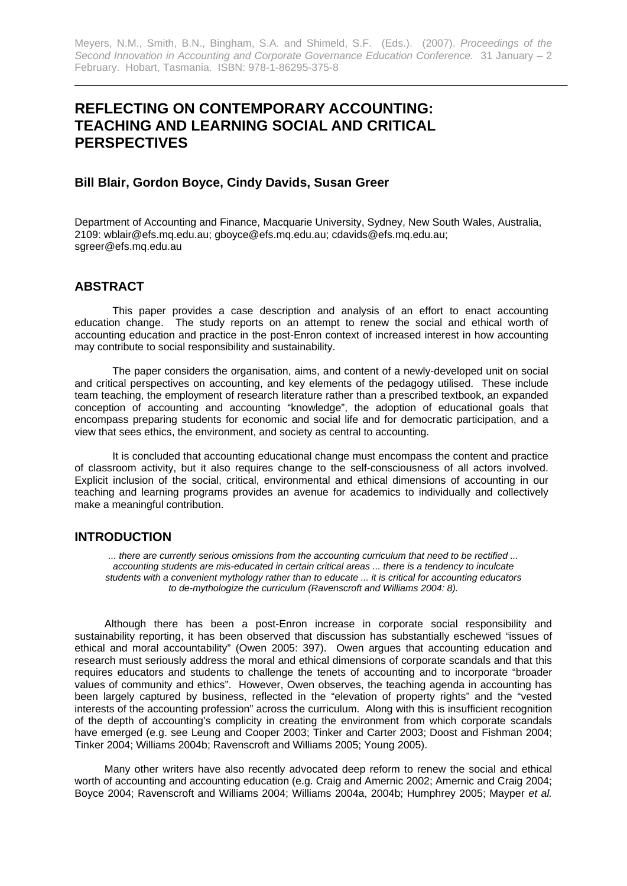Meyers, N.M., Smith, B.N., Bingham, S.A. and Shimeld, S.F. (Eds.). (2007). *Proceedings of the Second Innovation in Accounting and Corporate Governance Education Conference.* 31 January – 2 February. Hobart, Tasmania. ISBN: 978-1-86295-375-8

# REFLECTING ON CONTEMPORARY ACCOUNTING: TEACHING AND LEARNING SOCIAL AND CRITICAL PERSPECTIVES

**Bill Blair, Gordon Boyce, Cindy Davids, Susan Greer**

Department of Accounting and Finance, Macquarie University, Sydney, New South Wales, Australia, 2109: wblair@efs.mq.edu.au; gboyce@efs.mq.edu.au; cdavids@efs.mq.edu.au; sgreer@efs.mq.edu.au

## ABSTRACT

This paper provides a case description and analysis of an effort to enact accounting education change. The study reports on an attempt to renew the social and ethical worth of accounting education and practice in the post-Enron context of increased interest in how accounting may contribute to social responsibility and sustainability.

The paper considers the organisation, aims, and content of a newly-developed unit on social and critical perspectives on accounting, and key elements of the pedagogy utilised. These include team teaching, the employment of research literature rather than a prescribed textbook, an expanded conception of accounting and accounting "knowledge", the adoption of educational goals that encompass preparing students for economic and social life and for democratic participation, and a view that sees ethics, the environment, and society as central to accounting.

It is concluded that accounting educational change must encompass the content and practice of classroom activity, but it also requires change to the self-consciousness of all actors involved. Explicit inclusion of the social, critical, environmental and ethical dimensions of accounting in our teaching and learning programs provides an avenue for academics to individually and collectively make a meaningful contribution.

## INTRODUCTION

> *... there are currently serious omissions from the accounting curriculum that need to be rectified ... accounting students are mis-educated in certain critical areas ... there is a tendency to inculcate students with a convenient mythology rather than to educate ... it is critical for accounting educators to de-mythologize the curriculum (Ravenscroft and Williams 2004: 8).*

Although there has been a post-Enron increase in corporate social responsibility and sustainability reporting, it has been observed that discussion has substantially eschewed "issues of ethical and moral accountability" (Owen 2005: 397). Owen argues that accounting education and research must seriously address the moral and ethical dimensions of corporate scandals and that this requires educators and students to challenge the tenets of accounting and to incorporate "broader values of community and ethics". However, Owen observes, the teaching agenda in accounting has been largely captured by business, reflected in the "elevation of property rights" and the "vested interests of the accounting profession" across the curriculum. Along with this is insufficient recognition of the depth of accounting's complicity in creating the environment from which corporate scandals have emerged (e.g. see Leung and Cooper 2003; Tinker and Carter 2003; Doost and Fishman 2004; Tinker 2004; Williams 2004b; Ravenscroft and Williams 2005; Young 2005).

Many other writers have also recently advocated deep reform to renew the social and ethical worth of accounting and accounting education (e.g. Craig and Amernic 2002; Amernic and Craig 2004; Boyce 2004; Ravenscroft and Williams 2004; Williams 2004a, 2004b; Humphrey 2005; Mayper *et al.*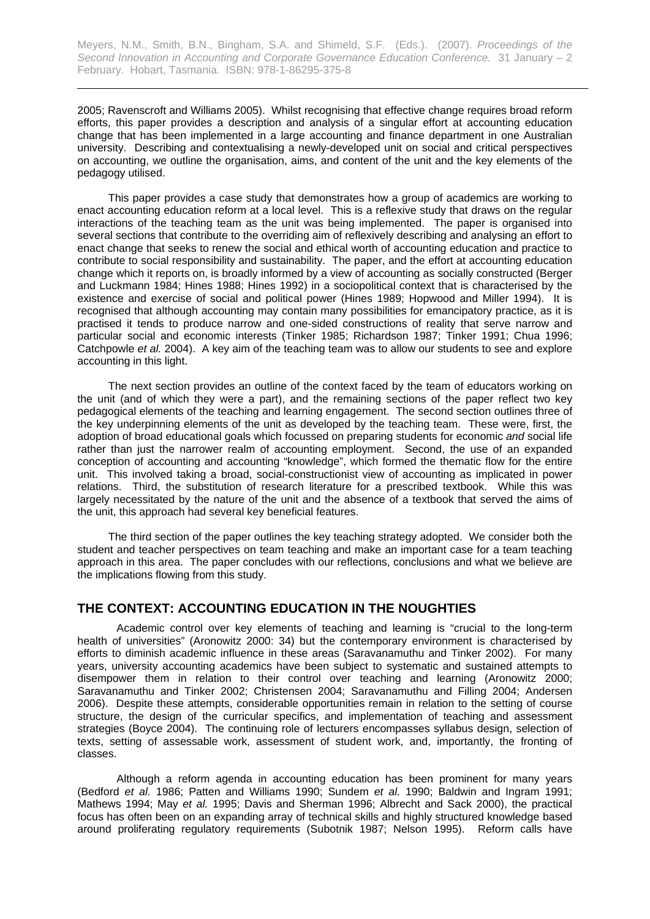2005; Ravenscroft and Williams 2005). Whilst recognising that effective change requires broad reform efforts, this paper provides a description and analysis of a singular effort at accounting education change that has been implemented in a large accounting and finance department in one Australian university. Describing and contextualising a newly-developed unit on social and critical perspectives on accounting, we outline the organisation, aims, and content of the unit and the key elements of the pedagogy utilised.

This paper provides a case study that demonstrates how a group of academics are working to enact accounting education reform at a local level. This is a reflexive study that draws on the regular interactions of the teaching team as the unit was being implemented. The paper is organised into several sections that contribute to the overriding aim of reflexively describing and analysing an effort to enact change that seeks to renew the social and ethical worth of accounting education and practice to contribute to social responsibility and sustainability. The paper, and the effort at accounting education change which it reports on, is broadly informed by a view of accounting as socially constructed (Berger and Luckmann 1984; Hines 1988; Hines 1992) in a sociopolitical context that is characterised by the existence and exercise of social and political power (Hines 1989; Hopwood and Miller 1994). It is recognised that although accounting may contain many possibilities for emancipatory practice, as it is practised it tends to produce narrow and one-sided constructions of reality that serve narrow and particular social and economic interests (Tinker 1985; Richardson 1987; Tinker 1991; Chua 1996; Catchpowle *et al.* 2004). A key aim of the teaching team was to allow our students to see and explore accounting in this light.

The next section provides an outline of the context faced by the team of educators working on the unit (and of which they were a part), and the remaining sections of the paper reflect two key pedagogical elements of the teaching and learning engagement. The second section outlines three of the key underpinning elements of the unit as developed by the teaching team. These were, first, the adoption of broad educational goals which focussed on preparing students for economic *and* social life rather than just the narrower realm of accounting employment. Second, the use of an expanded conception of accounting and accounting "knowledge", which formed the thematic flow for the entire unit. This involved taking a broad, social-constructionist view of accounting as implicated in power relations. Third, the substitution of research literature for a prescribed textbook. While this was largely necessitated by the nature of the unit and the absence of a textbook that served the aims of the unit, this approach had several key beneficial features.

The third section of the paper outlines the key teaching strategy adopted. We consider both the student and teacher perspectives on team teaching and make an important case for a team teaching approach in this area. The paper concludes with our reflections, conclusions and what we believe are the implications flowing from this study.

## THE CONTEXT: ACCOUNTING EDUCATION IN THE NOUGHTIES

Academic control over key elements of teaching and learning is "crucial to the long-term health of universities" (Aronowitz 2000: 34) but the contemporary environment is characterised by efforts to diminish academic influence in these areas (Saravanamuthu and Tinker 2002). For many years, university accounting academics have been subject to systematic and sustained attempts to disempower them in relation to their control over teaching and learning (Aronowitz 2000; Saravanamuthu and Tinker 2002; Christensen 2004; Saravanamuthu and Filling 2004; Andersen 2006). Despite these attempts, considerable opportunities remain in relation to the setting of course structure, the design of the curricular specifics, and implementation of teaching and assessment strategies (Boyce 2004). The continuing role of lecturers encompasses syllabus design, selection of texts, setting of assessable work, assessment of student work, and, importantly, the fronting of classes.

Although a reform agenda in accounting education has been prominent for many years (Bedford *et al.* 1986; Patten and Williams 1990; Sundem *et al.* 1990; Baldwin and Ingram 1991; Mathews 1994; May *et al.* 1995; Davis and Sherman 1996; Albrecht and Sack 2000), the practical focus has often been on an expanding array of technical skills and highly structured knowledge based around proliferating regulatory requirements (Subotnik 1987; Nelson 1995). Reform calls have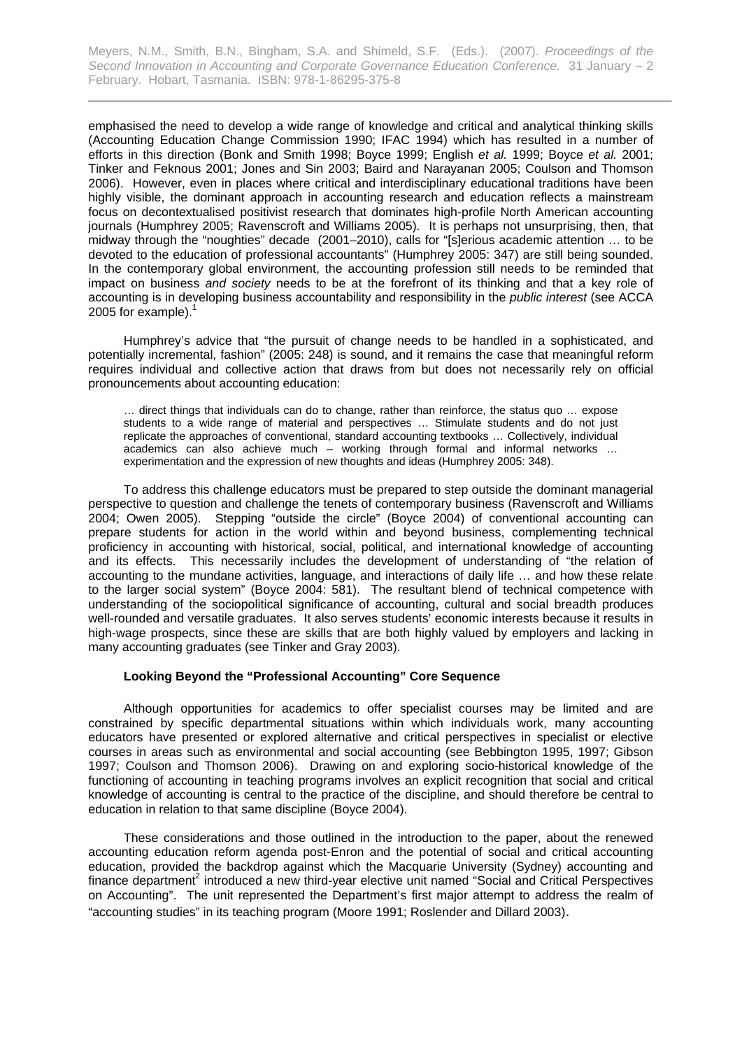emphasised the need to develop a wide range of knowledge and critical and analytical thinking skills (Accounting Education Change Commission 1990; IFAC 1994) which has resulted in a number of efforts in this direction (Bonk and Smith 1998; Boyce 1999; English *et al.* 1999; Boyce *et al.* 2001; Tinker and Feknous 2001; Jones and Sin 2003; Baird and Narayanan 2005; Coulson and Thomson 2006). However, even in places where critical and interdisciplinary educational traditions have been highly visible, the dominant approach in accounting research and education reflects a mainstream focus on decontextualised positivist research that dominates high-profile North American accounting journals (Humphrey 2005; Ravenscroft and Williams 2005). It is perhaps not unsurprising, then, that midway through the "noughties" decade (2001–2010), calls for "[s]erious academic attention … to be devoted to the education of professional accountants" (Humphrey 2005: 347) are still being sounded. In the contemporary global environment, the accounting profession still needs to be reminded that impact on business *and society* needs to be at the forefront of its thinking and that a key role of accounting is in developing business accountability and responsibility in the *public interest* (see ACCA 2005 for example).[1]

Humphrey's advice that "the pursuit of change needs to be handled in a sophisticated, and potentially incremental, fashion" (2005: 248) is sound, and it remains the case that meaningful reform requires individual and collective action that draws from but does not necessarily rely on official pronouncements about accounting education:

> … direct things that individuals can do to change, rather than reinforce, the status quo … expose students to a wide range of material and perspectives … Stimulate students and do not just replicate the approaches of conventional, standard accounting textbooks … Collectively, individual academics can also achieve much – working through formal and informal networks … experimentation and the expression of new thoughts and ideas (Humphrey 2005: 348).

To address this challenge educators must be prepared to step outside the dominant managerial perspective to question and challenge the tenets of contemporary business (Ravenscroft and Williams 2004; Owen 2005). Stepping "outside the circle" (Boyce 2004) of conventional accounting can prepare students for action in the world within and beyond business, complementing technical proficiency in accounting with historical, social, political, and international knowledge of accounting and its effects. This necessarily includes the development of understanding of "the relation of accounting to the mundane activities, language, and interactions of daily life … and how these relate to the larger social system" (Boyce 2004: 581). The resultant blend of technical competence with understanding of the sociopolitical significance of accounting, cultural and social breadth produces well-rounded and versatile graduates. It also serves students' economic interests because it results in high-wage prospects, since these are skills that are both highly valued by employers and lacking in many accounting graduates (see Tinker and Gray 2003).

### Looking Beyond the "Professional Accounting" Core Sequence

Although opportunities for academics to offer specialist courses may be limited and are constrained by specific departmental situations within which individuals work, many accounting educators have presented or explored alternative and critical perspectives in specialist or elective courses in areas such as environmental and social accounting (see Bebbington 1995, 1997; Gibson 1997; Coulson and Thomson 2006). Drawing on and exploring socio-historical knowledge of the functioning of accounting in teaching programs involves an explicit recognition that social and critical knowledge of accounting is central to the practice of the discipline, and should therefore be central to education in relation to that same discipline (Boyce 2004).

These considerations and those outlined in the introduction to the paper, about the renewed accounting education reform agenda post-Enron and the potential of social and critical accounting education, provided the backdrop against which the Macquarie University (Sydney) accounting and finance department[2] introduced a new third-year elective unit named "Social and Critical Perspectives on Accounting". The unit represented the Department's first major attempt to address the realm of "accounting studies" in its teaching program (Moore 1991; Roslender and Dillard 2003).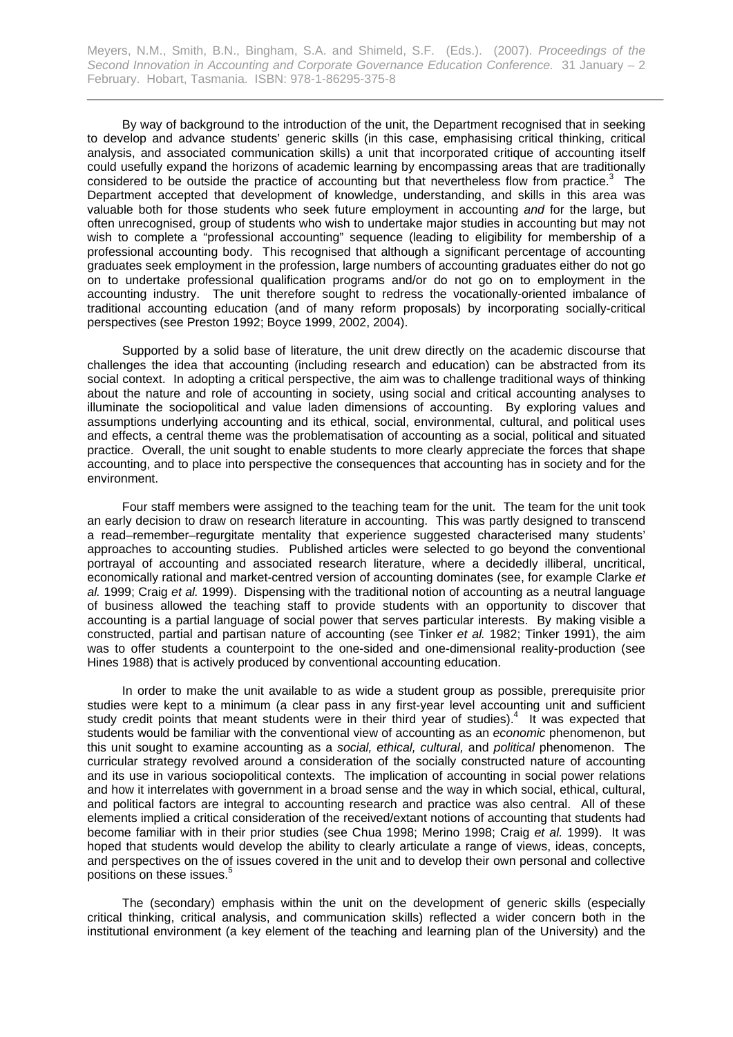By way of background to the introduction of the unit, the Department recognised that in seeking to develop and advance students' generic skills (in this case, emphasising critical thinking, critical analysis, and associated communication skills) a unit that incorporated critique of accounting itself could usefully expand the horizons of academic learning by encompassing areas that are traditionally considered to be outside the practice of accounting but that nevertheless flow from practice.[3] The Department accepted that development of knowledge, understanding, and skills in this area was valuable both for those students who seek future employment in accounting *and* for the large, but often unrecognised, group of students who wish to undertake major studies in accounting but may not wish to complete a "professional accounting" sequence (leading to eligibility for membership of a professional accounting body. This recognised that although a significant percentage of accounting graduates seek employment in the profession, large numbers of accounting graduates either do not go on to undertake professional qualification programs and/or do not go on to employment in the accounting industry. The unit therefore sought to redress the vocationally-oriented imbalance of traditional accounting education (and of many reform proposals) by incorporating socially-critical perspectives (see Preston 1992; Boyce 1999, 2002, 2004).

Supported by a solid base of literature, the unit drew directly on the academic discourse that challenges the idea that accounting (including research and education) can be abstracted from its social context. In adopting a critical perspective, the aim was to challenge traditional ways of thinking about the nature and role of accounting in society, using social and critical accounting analyses to illuminate the sociopolitical and value laden dimensions of accounting. By exploring values and assumptions underlying accounting and its ethical, social, environmental, cultural, and political uses and effects, a central theme was the problematisation of accounting as a social, political and situated practice. Overall, the unit sought to enable students to more clearly appreciate the forces that shape accounting, and to place into perspective the consequences that accounting has in society and for the environment.

Four staff members were assigned to the teaching team for the unit. The team for the unit took an early decision to draw on research literature in accounting. This was partly designed to transcend a read–remember–regurgitate mentality that experience suggested characterised many students' approaches to accounting studies. Published articles were selected to go beyond the conventional portrayal of accounting and associated research literature, where a decidedly illiberal, uncritical, economically rational and market-centred version of accounting dominates (see, for example Clarke *et al.* 1999; Craig *et al.* 1999). Dispensing with the traditional notion of accounting as a neutral language of business allowed the teaching staff to provide students with an opportunity to discover that accounting is a partial language of social power that serves particular interests. By making visible a constructed, partial and partisan nature of accounting (see Tinker *et al.* 1982; Tinker 1991), the aim was to offer students a counterpoint to the one-sided and one-dimensional reality-production (see Hines 1988) that is actively produced by conventional accounting education.

In order to make the unit available to as wide a student group as possible, prerequisite prior studies were kept to a minimum (a clear pass in any first-year level accounting unit and sufficient study credit points that meant students were in their third year of studies).[4] It was expected that students would be familiar with the conventional view of accounting as an *economic* phenomenon, but this unit sought to examine accounting as a *social, ethical, cultural,* and *political* phenomenon. The curricular strategy revolved around a consideration of the socially constructed nature of accounting and its use in various sociopolitical contexts. The implication of accounting in social power relations and how it interrelates with government in a broad sense and the way in which social, ethical, cultural, and political factors are integral to accounting research and practice was also central. All of these elements implied a critical consideration of the received/extant notions of accounting that students had become familiar with in their prior studies (see Chua 1998; Merino 1998; Craig *et al.* 1999). It was hoped that students would develop the ability to clearly articulate a range of views, ideas, concepts, and perspectives on the of issues covered in the unit and to develop their own personal and collective positions on these issues.[5]

The (secondary) emphasis within the unit on the development of generic skills (especially critical thinking, critical analysis, and communication skills) reflected a wider concern both in the institutional environment (a key element of the teaching and learning plan of the University) and the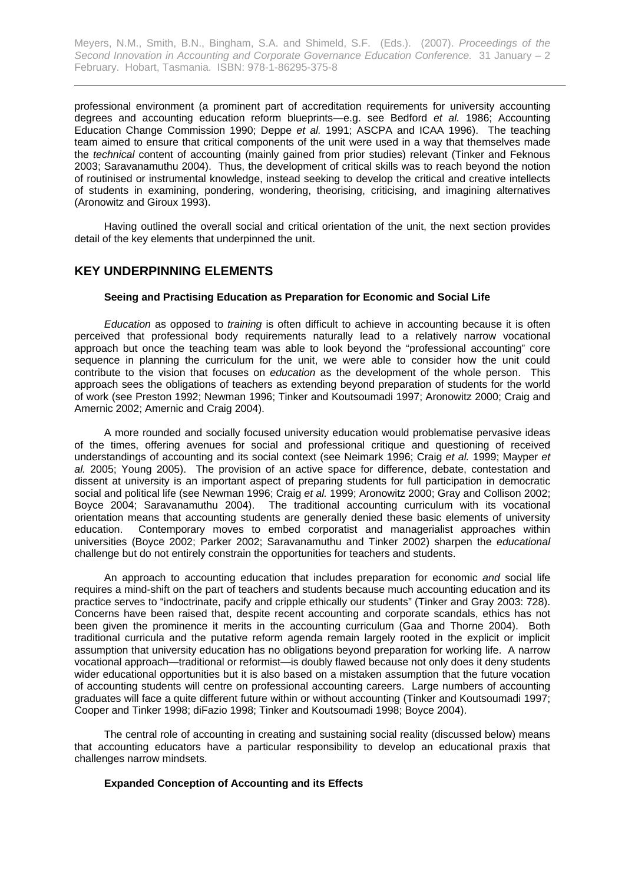professional environment (a prominent part of accreditation requirements for university accounting degrees and accounting education reform blueprints—e.g. see Bedford *et al.* 1986; Accounting Education Change Commission 1990; Deppe *et al.* 1991; ASCPA and ICAA 1996). The teaching team aimed to ensure that critical components of the unit were used in a way that themselves made the *technical* content of accounting (mainly gained from prior studies) relevant (Tinker and Feknous 2003; Saravanamuthu 2004). Thus, the development of critical skills was to reach beyond the notion of routinised or instrumental knowledge, instead seeking to develop the critical and creative intellects of students in examining, pondering, wondering, theorising, criticising, and imagining alternatives (Aronowitz and Giroux 1993).

Having outlined the overall social and critical orientation of the unit, the next section provides detail of the key elements that underpinned the unit.

## KEY UNDERPINNING ELEMENTS

### Seeing and Practising Education as Preparation for Economic and Social Life

*Education* as opposed to *training* is often difficult to achieve in accounting because it is often perceived that professional body requirements naturally lead to a relatively narrow vocational approach but once the teaching team was able to look beyond the "professional accounting" core sequence in planning the curriculum for the unit, we were able to consider how the unit could contribute to the vision that focuses on *education* as the development of the whole person. This approach sees the obligations of teachers as extending beyond preparation of students for the world of work (see Preston 1992; Newman 1996; Tinker and Koutsoumadi 1997; Aronowitz 2000; Craig and Amernic 2002; Amernic and Craig 2004).

A more rounded and socially focused university education would problematise pervasive ideas of the times, offering avenues for social and professional critique and questioning of received understandings of accounting and its social context (see Neimark 1996; Craig *et al.* 1999; Mayper *et al.* 2005; Young 2005). The provision of an active space for difference, debate, contestation and dissent at university is an important aspect of preparing students for full participation in democratic social and political life (see Newman 1996; Craig *et al.* 1999; Aronowitz 2000; Gray and Collison 2002; Boyce 2004; Saravanamuthu 2004). The traditional accounting curriculum with its vocational orientation means that accounting students are generally denied these basic elements of university education. Contemporary moves to embed corporatist and managerialist approaches within universities (Boyce 2002; Parker 2002; Saravanamuthu and Tinker 2002) sharpen the *educational* challenge but do not entirely constrain the opportunities for teachers and students.

An approach to accounting education that includes preparation for economic *and* social life requires a mind-shift on the part of teachers and students because much accounting education and its practice serves to "indoctrinate, pacify and cripple ethically our students" (Tinker and Gray 2003: 728). Concerns have been raised that, despite recent accounting and corporate scandals, ethics has not been given the prominence it merits in the accounting curriculum (Gaa and Thorne 2004). Both traditional curricula and the putative reform agenda remain largely rooted in the explicit or implicit assumption that university education has no obligations beyond preparation for working life. A narrow vocational approach—traditional or reformist—is doubly flawed because not only does it deny students wider educational opportunities but it is also based on a mistaken assumption that the future vocation of accounting students will centre on professional accounting careers. Large numbers of accounting graduates will face a quite different future within or without accounting (Tinker and Koutsoumadi 1997; Cooper and Tinker 1998; diFazio 1998; Tinker and Koutsoumadi 1998; Boyce 2004).

The central role of accounting in creating and sustaining social reality (discussed below) means that accounting educators have a particular responsibility to develop an educational praxis that challenges narrow mindsets.

### Expanded Conception of Accounting and its Effects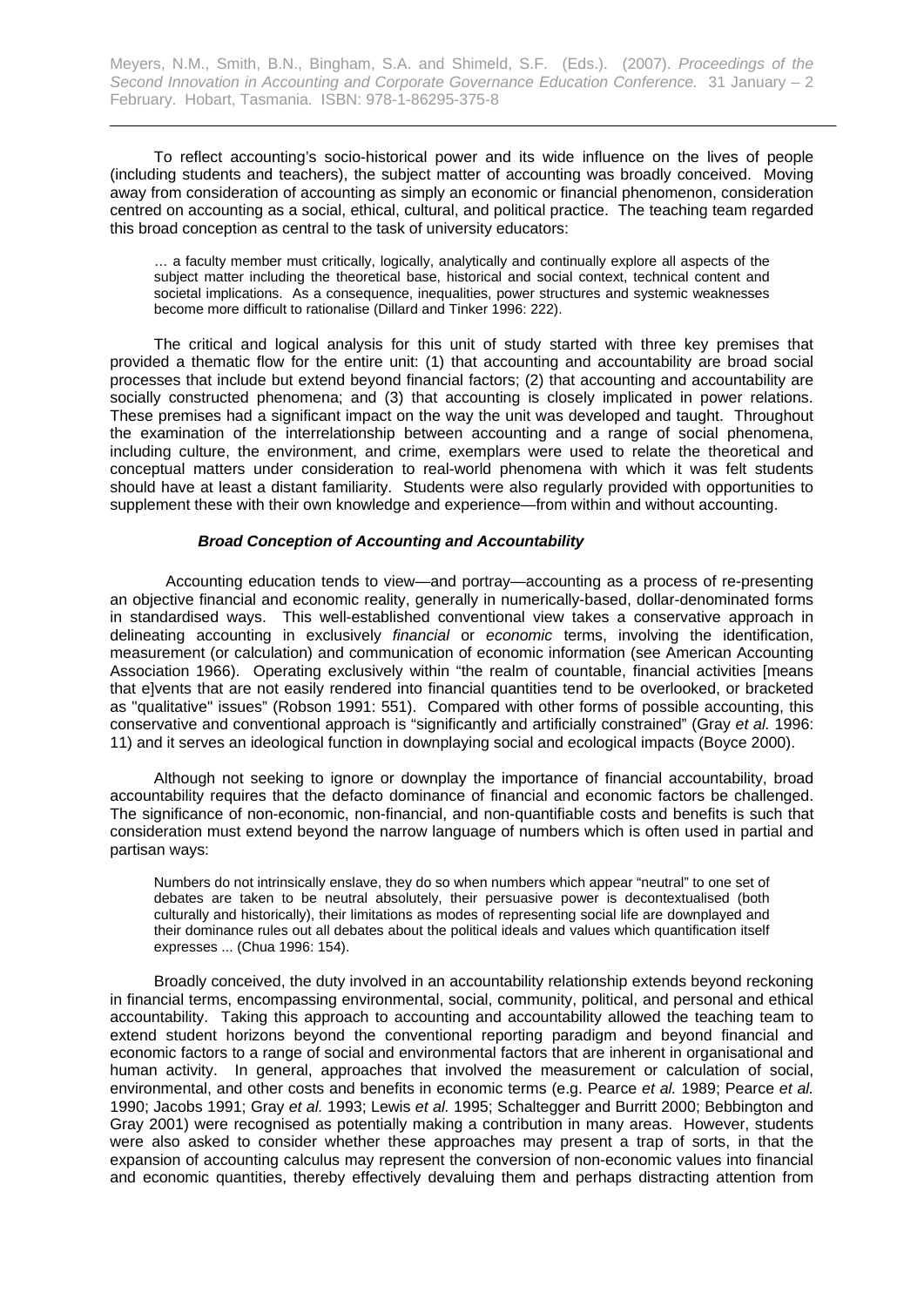To reflect accounting's socio-historical power and its wide influence on the lives of people (including students and teachers), the subject matter of accounting was broadly conceived. Moving away from consideration of accounting as simply an economic or financial phenomenon, consideration centred on accounting as a social, ethical, cultural, and political practice. The teaching team regarded this broad conception as central to the task of university educators:

> … a faculty member must critically, logically, analytically and continually explore all aspects of the subject matter including the theoretical base, historical and social context, technical content and societal implications. As a consequence, inequalities, power structures and systemic weaknesses become more difficult to rationalise (Dillard and Tinker 1996: 222).

The critical and logical analysis for this unit of study started with three key premises that provided a thematic flow for the entire unit: (1) that accounting and accountability are broad social processes that include but extend beyond financial factors; (2) that accounting and accountability are socially constructed phenomena; and (3) that accounting is closely implicated in power relations. These premises had a significant impact on the way the unit was developed and taught. Throughout the examination of the interrelationship between accounting and a range of social phenomena, including culture, the environment, and crime, exemplars were used to relate the theoretical and conceptual matters under consideration to real-world phenomena with which it was felt students should have at least a distant familiarity. Students were also regularly provided with opportunities to supplement these with their own knowledge and experience—from within and without accounting.

#### *Broad Conception of Accounting and Accountability*

Accounting education tends to view—and portray—accounting as a process of re-presenting an objective financial and economic reality, generally in numerically-based, dollar-denominated forms in standardised ways. This well-established conventional view takes a conservative approach in delineating accounting in exclusively *financial* or *economic* terms, involving the identification, measurement (or calculation) and communication of economic information (see American Accounting Association 1966). Operating exclusively within "the realm of countable, financial activities [means that e]vents that are not easily rendered into financial quantities tend to be overlooked, or bracketed as "qualitative" issues" (Robson 1991: 551). Compared with other forms of possible accounting, this conservative and conventional approach is "significantly and artificially constrained" (Gray *et al.* 1996: 11) and it serves an ideological function in downplaying social and ecological impacts (Boyce 2000).

Although not seeking to ignore or downplay the importance of financial accountability, broad accountability requires that the defacto dominance of financial and economic factors be challenged. The significance of non-economic, non-financial, and non-quantifiable costs and benefits is such that consideration must extend beyond the narrow language of numbers which is often used in partial and partisan ways:

> Numbers do not intrinsically enslave, they do so when numbers which appear "neutral" to one set of debates are taken to be neutral absolutely, their persuasive power is decontextualised (both culturally and historically), their limitations as modes of representing social life are downplayed and their dominance rules out all debates about the political ideals and values which quantification itself expresses ... (Chua 1996: 154).

Broadly conceived, the duty involved in an accountability relationship extends beyond reckoning in financial terms, encompassing environmental, social, community, political, and personal and ethical accountability. Taking this approach to accounting and accountability allowed the teaching team to extend student horizons beyond the conventional reporting paradigm and beyond financial and economic factors to a range of social and environmental factors that are inherent in organisational and human activity. In general, approaches that involved the measurement or calculation of social, environmental, and other costs and benefits in economic terms (e.g. Pearce *et al.* 1989; Pearce *et al.* 1990; Jacobs 1991; Gray *et al.* 1993; Lewis *et al.* 1995; Schaltegger and Burritt 2000; Bebbington and Gray 2001) were recognised as potentially making a contribution in many areas. However, students were also asked to consider whether these approaches may present a trap of sorts, in that the expansion of accounting calculus may represent the conversion of non-economic values into financial and economic quantities, thereby effectively devaluing them and perhaps distracting attention from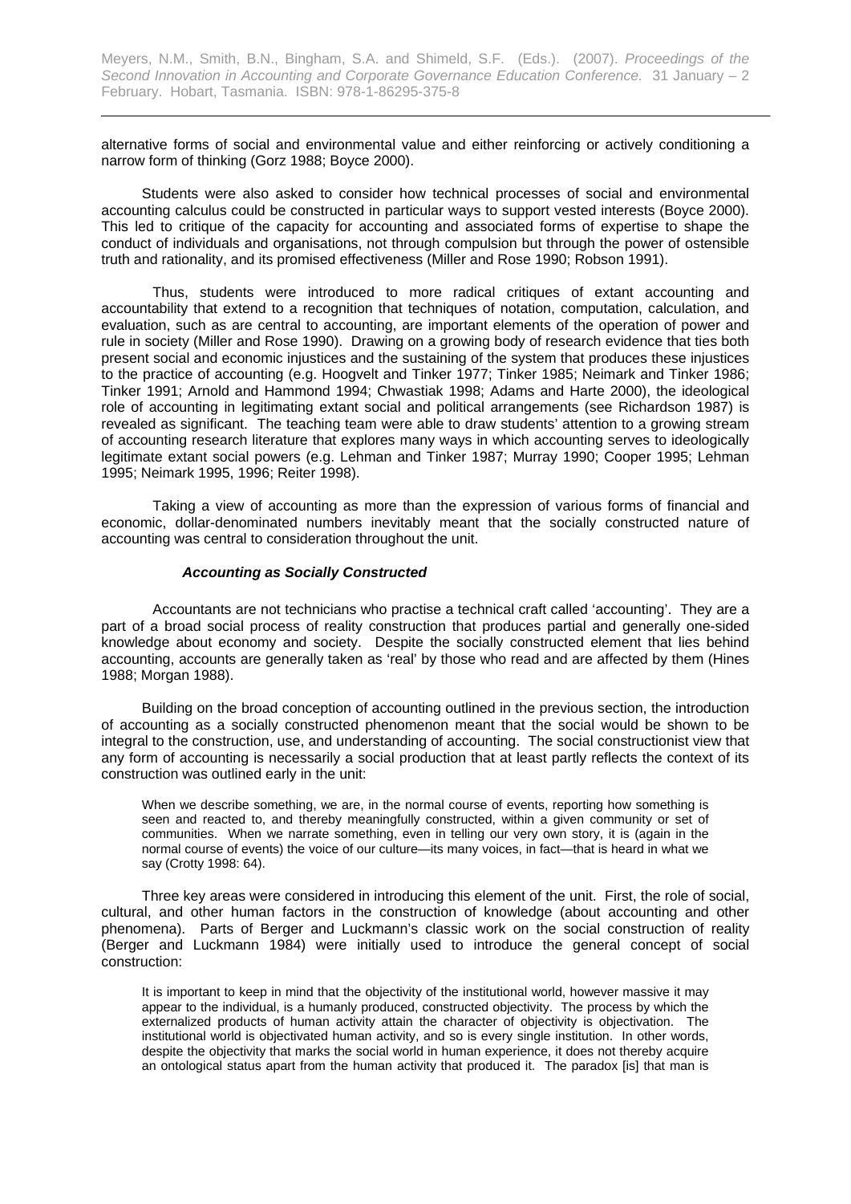alternative forms of social and environmental value and either reinforcing or actively conditioning a narrow form of thinking (Gorz 1988; Boyce 2000).

Students were also asked to consider how technical processes of social and environmental accounting calculus could be constructed in particular ways to support vested interests (Boyce 2000). This led to critique of the capacity for accounting and associated forms of expertise to shape the conduct of individuals and organisations, not through compulsion but through the power of ostensible truth and rationality, and its promised effectiveness (Miller and Rose 1990; Robson 1991).

Thus, students were introduced to more radical critiques of extant accounting and accountability that extend to a recognition that techniques of notation, computation, calculation, and evaluation, such as are central to accounting, are important elements of the operation of power and rule in society (Miller and Rose 1990). Drawing on a growing body of research evidence that ties both present social and economic injustices and the sustaining of the system that produces these injustices to the practice of accounting (e.g. Hoogvelt and Tinker 1977; Tinker 1985; Neimark and Tinker 1986; Tinker 1991; Arnold and Hammond 1994; Chwastiak 1998; Adams and Harte 2000), the ideological role of accounting in legitimating extant social and political arrangements (see Richardson 1987) is revealed as significant. The teaching team were able to draw students' attention to a growing stream of accounting research literature that explores many ways in which accounting serves to ideologically legitimate extant social powers (e.g. Lehman and Tinker 1987; Murray 1990; Cooper 1995; Lehman 1995; Neimark 1995, 1996; Reiter 1998).

Taking a view of accounting as more than the expression of various forms of financial and economic, dollar-denominated numbers inevitably meant that the socially constructed nature of accounting was central to consideration throughout the unit.

### *Accounting as Socially Constructed*

Accountants are not technicians who practise a technical craft called 'accounting'. They are a part of a broad social process of reality construction that produces partial and generally one-sided knowledge about economy and society. Despite the socially constructed element that lies behind accounting, accounts are generally taken as 'real' by those who read and are affected by them (Hines 1988; Morgan 1988).

Building on the broad conception of accounting outlined in the previous section, the introduction of accounting as a socially constructed phenomenon meant that the social would be shown to be integral to the construction, use, and understanding of accounting. The social constructionist view that any form of accounting is necessarily a social production that at least partly reflects the context of its construction was outlined early in the unit:

> When we describe something, we are, in the normal course of events, reporting how something is seen and reacted to, and thereby meaningfully constructed, within a given community or set of communities. When we narrate something, even in telling our very own story, it is (again in the normal course of events) the voice of our culture—its many voices, in fact—that is heard in what we say (Crotty 1998: 64).

Three key areas were considered in introducing this element of the unit. First, the role of social, cultural, and other human factors in the construction of knowledge (about accounting and other phenomena). Parts of Berger and Luckmann's classic work on the social construction of reality (Berger and Luckmann 1984) were initially used to introduce the general concept of social construction:

> It is important to keep in mind that the objectivity of the institutional world, however massive it may appear to the individual, is a humanly produced, constructed objectivity. The process by which the externalized products of human activity attain the character of objectivity is objectivation. The institutional world is objectivated human activity, and so is every single institution. In other words, despite the objectivity that marks the social world in human experience, it does not thereby acquire an ontological status apart from the human activity that produced it. The paradox [is] that man is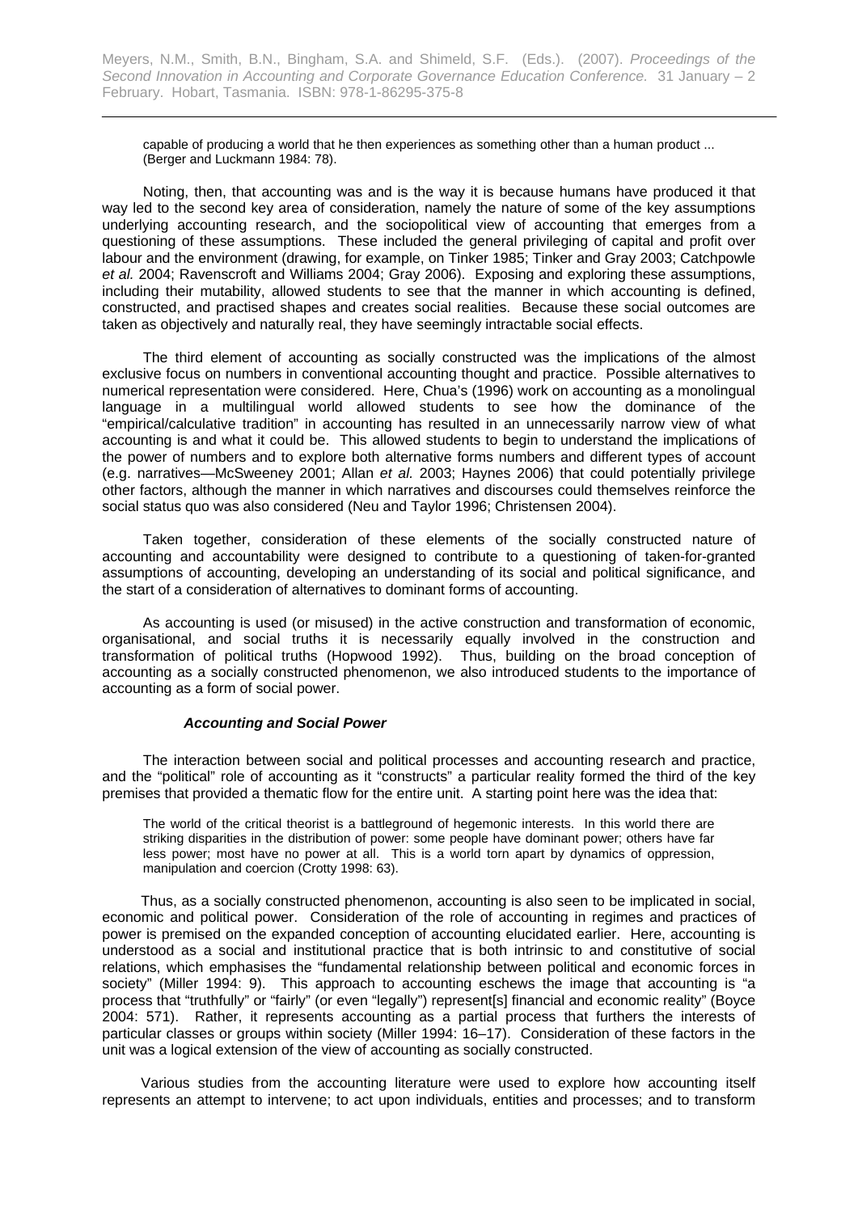> capable of producing a world that he then experiences as something other than a human product ... (Berger and Luckmann 1984: 78).

Noting, then, that accounting was and is the way it is because humans have produced it that way led to the second key area of consideration, namely the nature of some of the key assumptions underlying accounting research, and the sociopolitical view of accounting that emerges from a questioning of these assumptions. These included the general privileging of capital and profit over labour and the environment (drawing, for example, on Tinker 1985; Tinker and Gray 2003; Catchpowle *et al.* 2004; Ravenscroft and Williams 2004; Gray 2006). Exposing and exploring these assumptions, including their mutability, allowed students to see that the manner in which accounting is defined, constructed, and practised shapes and creates social realities. Because these social outcomes are taken as objectively and naturally real, they have seemingly intractable social effects.

The third element of accounting as socially constructed was the implications of the almost exclusive focus on numbers in conventional accounting thought and practice. Possible alternatives to numerical representation were considered. Here, Chua's (1996) work on accounting as a monolingual language in a multilingual world allowed students to see how the dominance of the "empirical/calculative tradition" in accounting has resulted in an unnecessarily narrow view of what accounting is and what it could be. This allowed students to begin to understand the implications of the power of numbers and to explore both alternative forms numbers and different types of account (e.g. narratives—McSweeney 2001; Allan *et al.* 2003; Haynes 2006) that could potentially privilege other factors, although the manner in which narratives and discourses could themselves reinforce the social status quo was also considered (Neu and Taylor 1996; Christensen 2004).

Taken together, consideration of these elements of the socially constructed nature of accounting and accountability were designed to contribute to a questioning of taken-for-granted assumptions of accounting, developing an understanding of its social and political significance, and the start of a consideration of alternatives to dominant forms of accounting.

As accounting is used (or misused) in the active construction and transformation of economic, organisational, and social truths it is necessarily equally involved in the construction and transformation of political truths (Hopwood 1992). Thus, building on the broad conception of accounting as a socially constructed phenomenon, we also introduced students to the importance of accounting as a form of social power.

### *Accounting and Social Power*

The interaction between social and political processes and accounting research and practice, and the "political" role of accounting as it "constructs" a particular reality formed the third of the key premises that provided a thematic flow for the entire unit. A starting point here was the idea that:

> The world of the critical theorist is a battleground of hegemonic interests. In this world there are striking disparities in the distribution of power: some people have dominant power; others have far less power; most have no power at all. This is a world torn apart by dynamics of oppression, manipulation and coercion (Crotty 1998: 63).

Thus, as a socially constructed phenomenon, accounting is also seen to be implicated in social, economic and political power. Consideration of the role of accounting in regimes and practices of power is premised on the expanded conception of accounting elucidated earlier. Here, accounting is understood as a social and institutional practice that is both intrinsic to and constitutive of social relations, which emphasises the "fundamental relationship between political and economic forces in society" (Miller 1994: 9). This approach to accounting eschews the image that accounting is "a process that "truthfully" or "fairly" (or even "legally") represent[s] financial and economic reality" (Boyce 2004: 571). Rather, it represents accounting as a partial process that furthers the interests of particular classes or groups within society (Miller 1994: 16–17). Consideration of these factors in the unit was a logical extension of the view of accounting as socially constructed.

Various studies from the accounting literature were used to explore how accounting itself represents an attempt to intervene; to act upon individuals, entities and processes; and to transform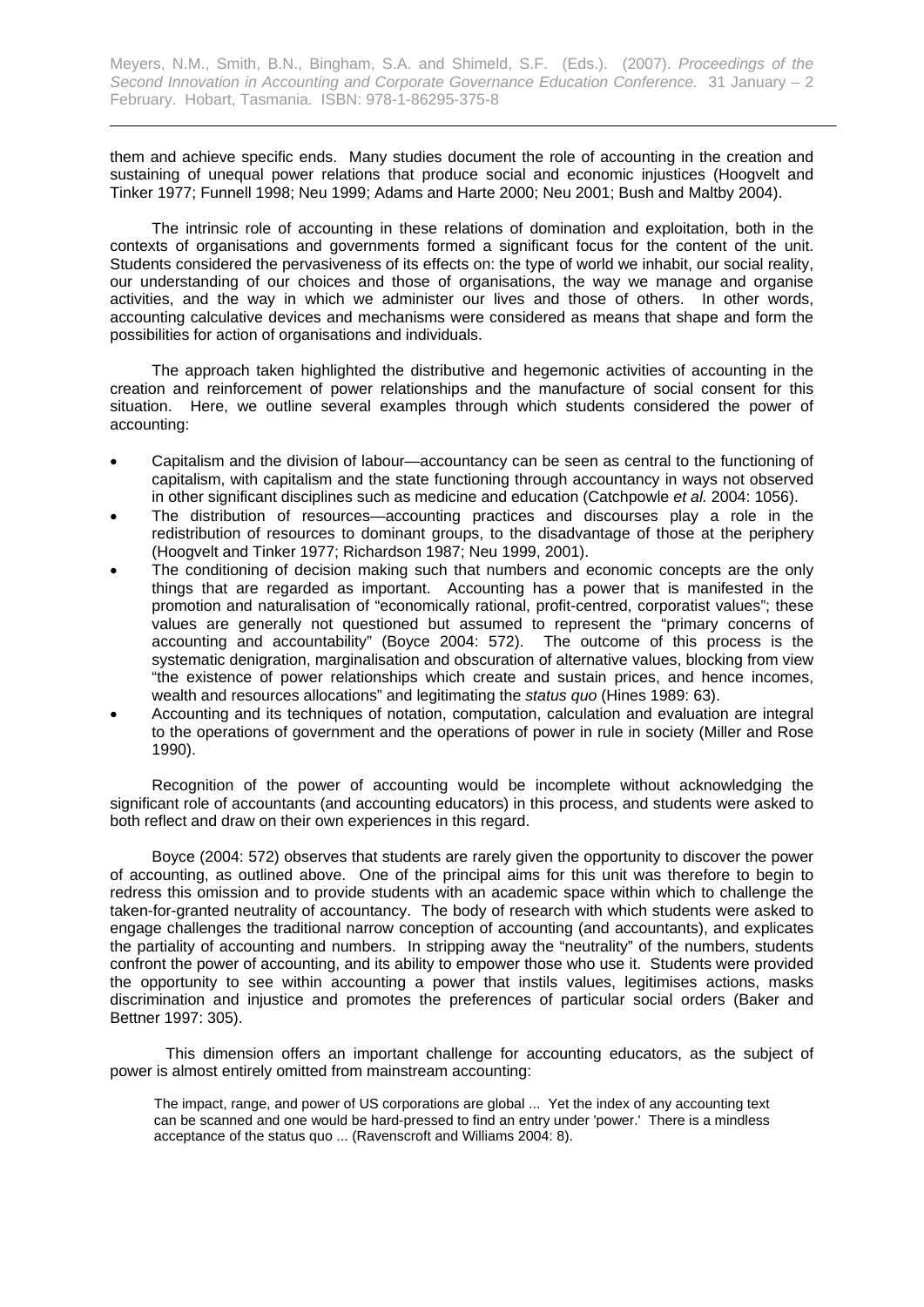them and achieve specific ends. Many studies document the role of accounting in the creation and sustaining of unequal power relations that produce social and economic injustices (Hoogvelt and Tinker 1977; Funnell 1998; Neu 1999; Adams and Harte 2000; Neu 2001; Bush and Maltby 2004).

The intrinsic role of accounting in these relations of domination and exploitation, both in the contexts of organisations and governments formed a significant focus for the content of the unit. Students considered the pervasiveness of its effects on: the type of world we inhabit, our social reality, our understanding of our choices and those of organisations, the way we manage and organise activities, and the way in which we administer our lives and those of others. In other words, accounting calculative devices and mechanisms were considered as means that shape and form the possibilities for action of organisations and individuals.

The approach taken highlighted the distributive and hegemonic activities of accounting in the creation and reinforcement of power relationships and the manufacture of social consent for this situation. Here, we outline several examples through which students considered the power of accounting:

- Capitalism and the division of labour—accountancy can be seen as central to the functioning of capitalism, with capitalism and the state functioning through accountancy in ways not observed in other significant disciplines such as medicine and education (Catchpowle *et al.* 2004: 1056).
- The distribution of resources—accounting practices and discourses play a role in the redistribution of resources to dominant groups, to the disadvantage of those at the periphery (Hoogvelt and Tinker 1977; Richardson 1987; Neu 1999, 2001).
- The conditioning of decision making such that numbers and economic concepts are the only things that are regarded as important. Accounting has a power that is manifested in the promotion and naturalisation of "economically rational, profit-centred, corporatist values"; these values are generally not questioned but assumed to represent the "primary concerns of accounting and accountability" (Boyce 2004: 572). The outcome of this process is the systematic denigration, marginalisation and obscuration of alternative values, blocking from view "the existence of power relationships which create and sustain prices, and hence incomes, wealth and resources allocations" and legitimating the *status quo* (Hines 1989: 63).
- Accounting and its techniques of notation, computation, calculation and evaluation are integral to the operations of government and the operations of power in rule in society (Miller and Rose 1990).

Recognition of the power of accounting would be incomplete without acknowledging the significant role of accountants (and accounting educators) in this process, and students were asked to both reflect and draw on their own experiences in this regard.

Boyce (2004: 572) observes that students are rarely given the opportunity to discover the power of accounting, as outlined above. One of the principal aims for this unit was therefore to begin to redress this omission and to provide students with an academic space within which to challenge the taken-for-granted neutrality of accountancy. The body of research with which students were asked to engage challenges the traditional narrow conception of accounting (and accountants), and explicates the partiality of accounting and numbers. In stripping away the "neutrality" of the numbers, students confront the power of accounting, and its ability to empower those who use it. Students were provided the opportunity to see within accounting a power that instils values, legitimises actions, masks discrimination and injustice and promotes the preferences of particular social orders (Baker and Bettner 1997: 305).

This dimension offers an important challenge for accounting educators, as the subject of power is almost entirely omitted from mainstream accounting:

> The impact, range, and power of US corporations are global ... Yet the index of any accounting text can be scanned and one would be hard-pressed to find an entry under 'power.' There is a mindless acceptance of the status quo ... (Ravenscroft and Williams 2004: 8).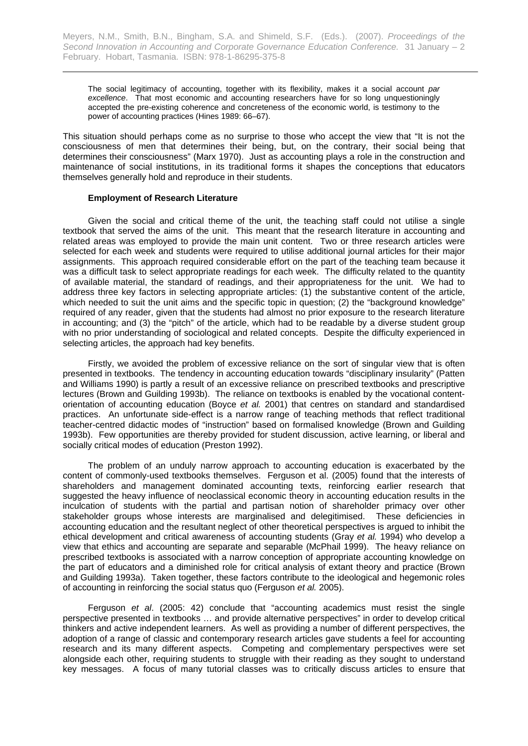> The social legitimacy of accounting, together with its flexibility, makes it a social account *par excellence*. That most economic and accounting researchers have for so long unquestioningly accepted the pre-existing coherence and concreteness of the economic world, is testimony to the power of accounting practices (Hines 1989: 66–67).

This situation should perhaps come as no surprise to those who accept the view that "It is not the consciousness of men that determines their being, but, on the contrary, their social being that determines their consciousness" (Marx 1970). Just as accounting plays a role in the construction and maintenance of social institutions, in its traditional forms it shapes the conceptions that educators themselves generally hold and reproduce in their students.

### Employment of Research Literature

Given the social and critical theme of the unit, the teaching staff could not utilise a single textbook that served the aims of the unit. This meant that the research literature in accounting and related areas was employed to provide the main unit content. Two or three research articles were selected for each week and students were required to utilise additional journal articles for their major assignments. This approach required considerable effort on the part of the teaching team because it was a difficult task to select appropriate readings for each week. The difficulty related to the quantity of available material, the standard of readings, and their appropriateness for the unit. We had to address three key factors in selecting appropriate articles: (1) the substantive content of the article, which needed to suit the unit aims and the specific topic in question; (2) the "background knowledge" required of any reader, given that the students had almost no prior exposure to the research literature in accounting; and (3) the "pitch" of the article, which had to be readable by a diverse student group with no prior understanding of sociological and related concepts. Despite the difficulty experienced in selecting articles, the approach had key benefits.

Firstly, we avoided the problem of excessive reliance on the sort of singular view that is often presented in textbooks. The tendency in accounting education towards "disciplinary insularity" (Patten and Williams 1990) is partly a result of an excessive reliance on prescribed textbooks and prescriptive lectures (Brown and Guilding 1993b). The reliance on textbooks is enabled by the vocational content-orientation of accounting education (Boyce *et al.* 2001) that centres on standard and standardised practices. An unfortunate side-effect is a narrow range of teaching methods that reflect traditional teacher-centred didactic modes of "instruction" based on formalised knowledge (Brown and Guilding 1993b). Few opportunities are thereby provided for student discussion, active learning, or liberal and socially critical modes of education (Preston 1992).

The problem of an unduly narrow approach to accounting education is exacerbated by the content of commonly-used textbooks themselves. Ferguson et al. (2005) found that the interests of shareholders and management dominated accounting texts, reinforcing earlier research that suggested the heavy influence of neoclassical economic theory in accounting education results in the inculcation of students with the partial and partisan notion of shareholder primacy over other stakeholder groups whose interests are marginalised and delegitimised. These deficiencies in accounting education and the resultant neglect of other theoretical perspectives is argued to inhibit the ethical development and critical awareness of accounting students (Gray *et al.* 1994) who develop a view that ethics and accounting are separate and separable (McPhail 1999). The heavy reliance on prescribed textbooks is associated with a narrow conception of appropriate accounting knowledge on the part of educators and a diminished role for critical analysis of extant theory and practice (Brown and Guilding 1993a). Taken together, these factors contribute to the ideological and hegemonic roles of accounting in reinforcing the social status quo (Ferguson *et al.* 2005).

Ferguson *et al*. (2005: 42) conclude that "accounting academics must resist the single perspective presented in textbooks … and provide alternative perspectives" in order to develop critical thinkers and active independent learners. As well as providing a number of different perspectives, the adoption of a range of classic and contemporary research articles gave students a feel for accounting research and its many different aspects. Competing and complementary perspectives were set alongside each other, requiring students to struggle with their reading as they sought to understand key messages. A focus of many tutorial classes was to critically discuss articles to ensure that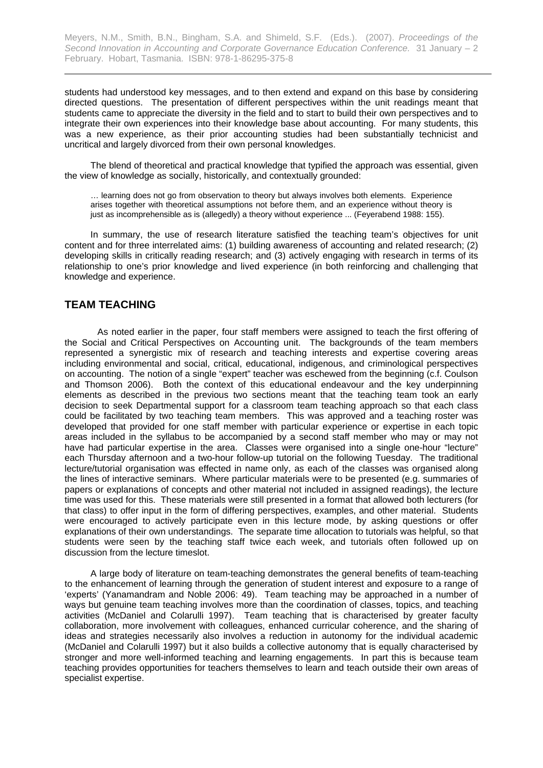students had understood key messages, and to then extend and expand on this base by considering directed questions. The presentation of different perspectives within the unit readings meant that students came to appreciate the diversity in the field and to start to build their own perspectives and to integrate their own experiences into their knowledge base about accounting. For many students, this was a new experience, as their prior accounting studies had been substantially technicist and uncritical and largely divorced from their own personal knowledges.

The blend of theoretical and practical knowledge that typified the approach was essential, given the view of knowledge as socially, historically, and contextually grounded:

> … learning does not go from observation to theory but always involves both elements. Experience arises together with theoretical assumptions not before them, and an experience without theory is just as incomprehensible as is (allegedly) a theory without experience ... (Feyerabend 1988: 155).

In summary, the use of research literature satisfied the teaching team's objectives for unit content and for three interrelated aims: (1) building awareness of accounting and related research; (2) developing skills in critically reading research; and (3) actively engaging with research in terms of its relationship to one's prior knowledge and lived experience (in both reinforcing and challenging that knowledge and experience.

## TEAM TEACHING

As noted earlier in the paper, four staff members were assigned to teach the first offering of the Social and Critical Perspectives on Accounting unit. The backgrounds of the team members represented a synergistic mix of research and teaching interests and expertise covering areas including environmental and social, critical, educational, indigenous, and criminological perspectives on accounting. The notion of a single "expert" teacher was eschewed from the beginning (c.f. Coulson and Thomson 2006). Both the context of this educational endeavour and the key underpinning elements as described in the previous two sections meant that the teaching team took an early decision to seek Departmental support for a classroom team teaching approach so that each class could be facilitated by two teaching team members. This was approved and a teaching roster was developed that provided for one staff member with particular experience or expertise in each topic areas included in the syllabus to be accompanied by a second staff member who may or may not have had particular expertise in the area. Classes were organised into a single one-hour "lecture" each Thursday afternoon and a two-hour follow-up tutorial on the following Tuesday. The traditional lecture/tutorial organisation was effected in name only, as each of the classes was organised along the lines of interactive seminars. Where particular materials were to be presented (e.g. summaries of papers or explanations of concepts and other material not included in assigned readings), the lecture time was used for this. These materials were still presented in a format that allowed both lecturers (for that class) to offer input in the form of differing perspectives, examples, and other material. Students were encouraged to actively participate even in this lecture mode, by asking questions or offer explanations of their own understandings. The separate time allocation to tutorials was helpful, so that students were seen by the teaching staff twice each week, and tutorials often followed up on discussion from the lecture timeslot.

A large body of literature on team-teaching demonstrates the general benefits of team-teaching to the enhancement of learning through the generation of student interest and exposure to a range of 'experts' (Yanamandram and Noble 2006: 49). Team teaching may be approached in a number of ways but genuine team teaching involves more than the coordination of classes, topics, and teaching activities (McDaniel and Colarulli 1997). Team teaching that is characterised by greater faculty collaboration, more involvement with colleagues, enhanced curricular coherence, and the sharing of ideas and strategies necessarily also involves a reduction in autonomy for the individual academic (McDaniel and Colarulli 1997) but it also builds a collective autonomy that is equally characterised by stronger and more well-informed teaching and learning engagements. In part this is because team teaching provides opportunities for teachers themselves to learn and teach outside their own areas of specialist expertise.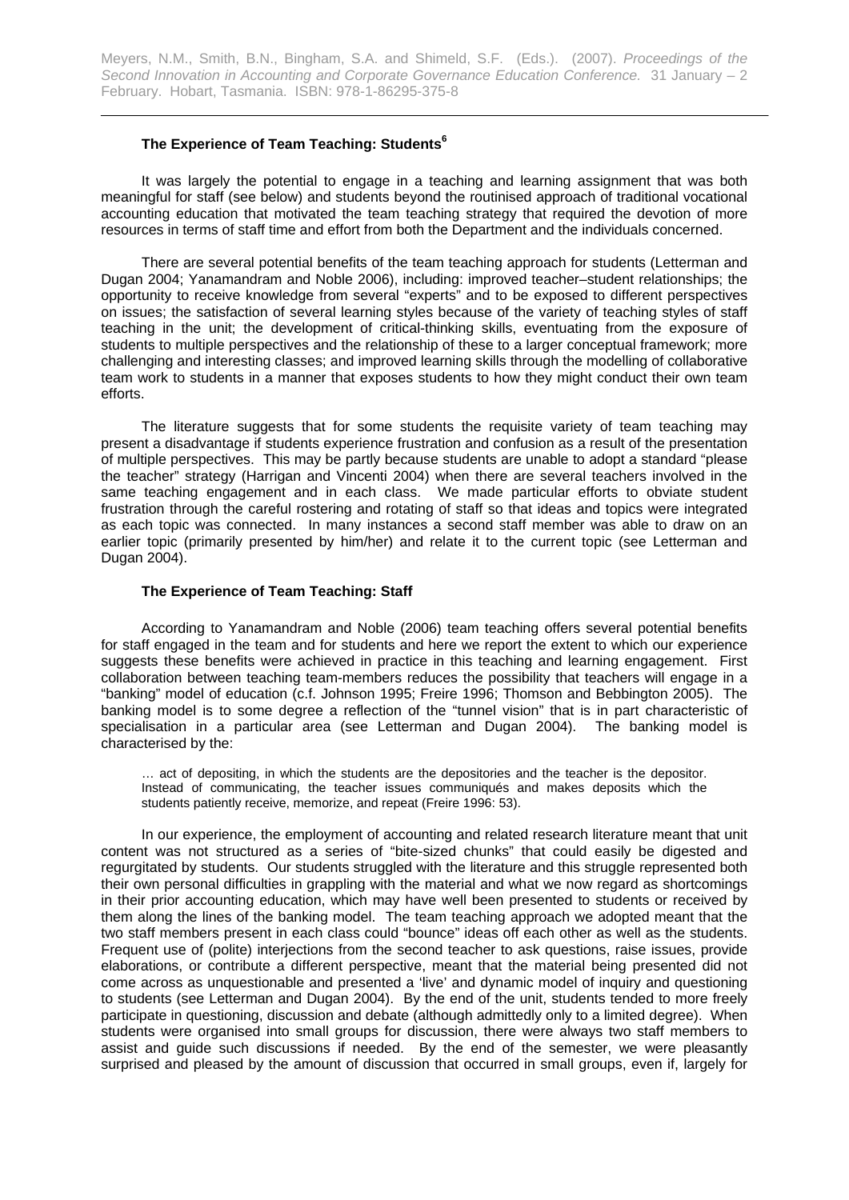### The Experience of Team Teaching: Students[6]

It was largely the potential to engage in a teaching and learning assignment that was both meaningful for staff (see below) and students beyond the routinised approach of traditional vocational accounting education that motivated the team teaching strategy that required the devotion of more resources in terms of staff time and effort from both the Department and the individuals concerned.

There are several potential benefits of the team teaching approach for students (Letterman and Dugan 2004; Yanamandram and Noble 2006), including: improved teacher–student relationships; the opportunity to receive knowledge from several "experts" and to be exposed to different perspectives on issues; the satisfaction of several learning styles because of the variety of teaching styles of staff teaching in the unit; the development of critical-thinking skills, eventuating from the exposure of students to multiple perspectives and the relationship of these to a larger conceptual framework; more challenging and interesting classes; and improved learning skills through the modelling of collaborative team work to students in a manner that exposes students to how they might conduct their own team efforts.

The literature suggests that for some students the requisite variety of team teaching may present a disadvantage if students experience frustration and confusion as a result of the presentation of multiple perspectives. This may be partly because students are unable to adopt a standard "please the teacher" strategy (Harrigan and Vincenti 2004) when there are several teachers involved in the same teaching engagement and in each class. We made particular efforts to obviate student frustration through the careful rostering and rotating of staff so that ideas and topics were integrated as each topic was connected. In many instances a second staff member was able to draw on an earlier topic (primarily presented by him/her) and relate it to the current topic (see Letterman and Dugan 2004).

### The Experience of Team Teaching: Staff

According to Yanamandram and Noble (2006) team teaching offers several potential benefits for staff engaged in the team and for students and here we report the extent to which our experience suggests these benefits were achieved in practice in this teaching and learning engagement. First collaboration between teaching team-members reduces the possibility that teachers will engage in a "banking" model of education (c.f. Johnson 1995; Freire 1996; Thomson and Bebbington 2005). The banking model is to some degree a reflection of the "tunnel vision" that is in part characteristic of specialisation in a particular area (see Letterman and Dugan 2004). The banking model is characterised by the:

> … act of depositing, in which the students are the depositories and the teacher is the depositor. Instead of communicating, the teacher issues communiqués and makes deposits which the students patiently receive, memorize, and repeat (Freire 1996: 53).

In our experience, the employment of accounting and related research literature meant that unit content was not structured as a series of "bite-sized chunks" that could easily be digested and regurgitated by students. Our students struggled with the literature and this struggle represented both their own personal difficulties in grappling with the material and what we now regard as shortcomings in their prior accounting education, which may have well been presented to students or received by them along the lines of the banking model. The team teaching approach we adopted meant that the two staff members present in each class could "bounce" ideas off each other as well as the students. Frequent use of (polite) interjections from the second teacher to ask questions, raise issues, provide elaborations, or contribute a different perspective, meant that the material being presented did not come across as unquestionable and presented a 'live' and dynamic model of inquiry and questioning to students (see Letterman and Dugan 2004). By the end of the unit, students tended to more freely participate in questioning, discussion and debate (although admittedly only to a limited degree). When students were organised into small groups for discussion, there were always two staff members to assist and guide such discussions if needed. By the end of the semester, we were pleasantly surprised and pleased by the amount of discussion that occurred in small groups, even if, largely for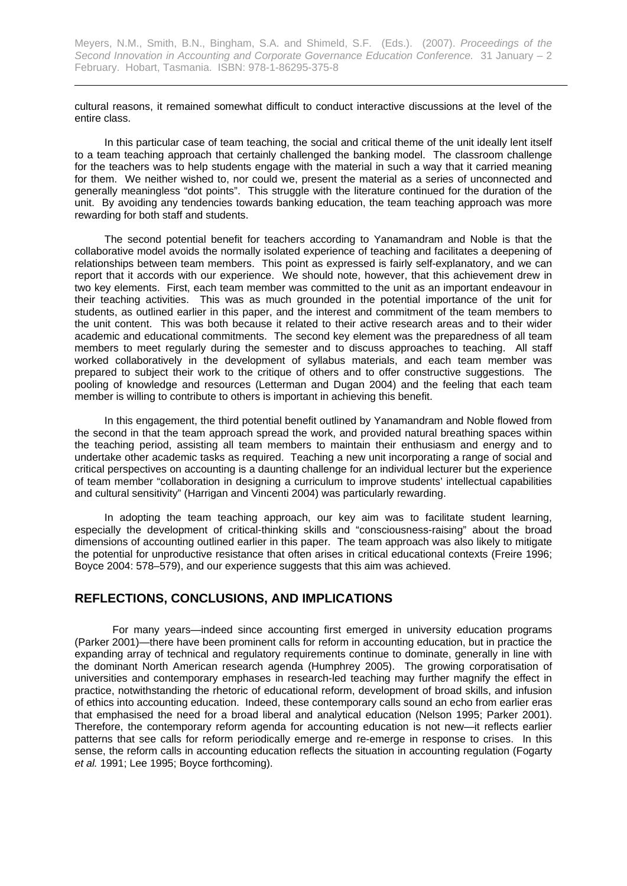cultural reasons, it remained somewhat difficult to conduct interactive discussions at the level of the entire class.

In this particular case of team teaching, the social and critical theme of the unit ideally lent itself to a team teaching approach that certainly challenged the banking model. The classroom challenge for the teachers was to help students engage with the material in such a way that it carried meaning for them. We neither wished to, nor could we, present the material as a series of unconnected and generally meaningless "dot points". This struggle with the literature continued for the duration of the unit. By avoiding any tendencies towards banking education, the team teaching approach was more rewarding for both staff and students.

The second potential benefit for teachers according to Yanamandram and Noble is that the collaborative model avoids the normally isolated experience of teaching and facilitates a deepening of relationships between team members. This point as expressed is fairly self-explanatory, and we can report that it accords with our experience. We should note, however, that this achievement drew in two key elements. First, each team member was committed to the unit as an important endeavour in their teaching activities. This was as much grounded in the potential importance of the unit for students, as outlined earlier in this paper, and the interest and commitment of the team members to the unit content. This was both because it related to their active research areas and to their wider academic and educational commitments. The second key element was the preparedness of all team members to meet regularly during the semester and to discuss approaches to teaching. All staff worked collaboratively in the development of syllabus materials, and each team member was prepared to subject their work to the critique of others and to offer constructive suggestions. The pooling of knowledge and resources (Letterman and Dugan 2004) and the feeling that each team member is willing to contribute to others is important in achieving this benefit.

In this engagement, the third potential benefit outlined by Yanamandram and Noble flowed from the second in that the team approach spread the work, and provided natural breathing spaces within the teaching period, assisting all team members to maintain their enthusiasm and energy and to undertake other academic tasks as required. Teaching a new unit incorporating a range of social and critical perspectives on accounting is a daunting challenge for an individual lecturer but the experience of team member "collaboration in designing a curriculum to improve students' intellectual capabilities and cultural sensitivity" (Harrigan and Vincenti 2004) was particularly rewarding.

In adopting the team teaching approach, our key aim was to facilitate student learning, especially the development of critical-thinking skills and "consciousness-raising" about the broad dimensions of accounting outlined earlier in this paper. The team approach was also likely to mitigate the potential for unproductive resistance that often arises in critical educational contexts (Freire 1996; Boyce 2004: 578–579), and our experience suggests that this aim was achieved.

## REFLECTIONS, CONCLUSIONS, AND IMPLICATIONS

For many years—indeed since accounting first emerged in university education programs (Parker 2001)—there have been prominent calls for reform in accounting education, but in practice the expanding array of technical and regulatory requirements continue to dominate, generally in line with the dominant North American research agenda (Humphrey 2005). The growing corporatisation of universities and contemporary emphases in research-led teaching may further magnify the effect in practice, notwithstanding the rhetoric of educational reform, development of broad skills, and infusion of ethics into accounting education. Indeed, these contemporary calls sound an echo from earlier eras that emphasised the need for a broad liberal and analytical education (Nelson 1995; Parker 2001). Therefore, the contemporary reform agenda for accounting education is not new—it reflects earlier patterns that see calls for reform periodically emerge and re-emerge in response to crises. In this sense, the reform calls in accounting education reflects the situation in accounting regulation (Fogarty *et al.* 1991; Lee 1995; Boyce forthcoming).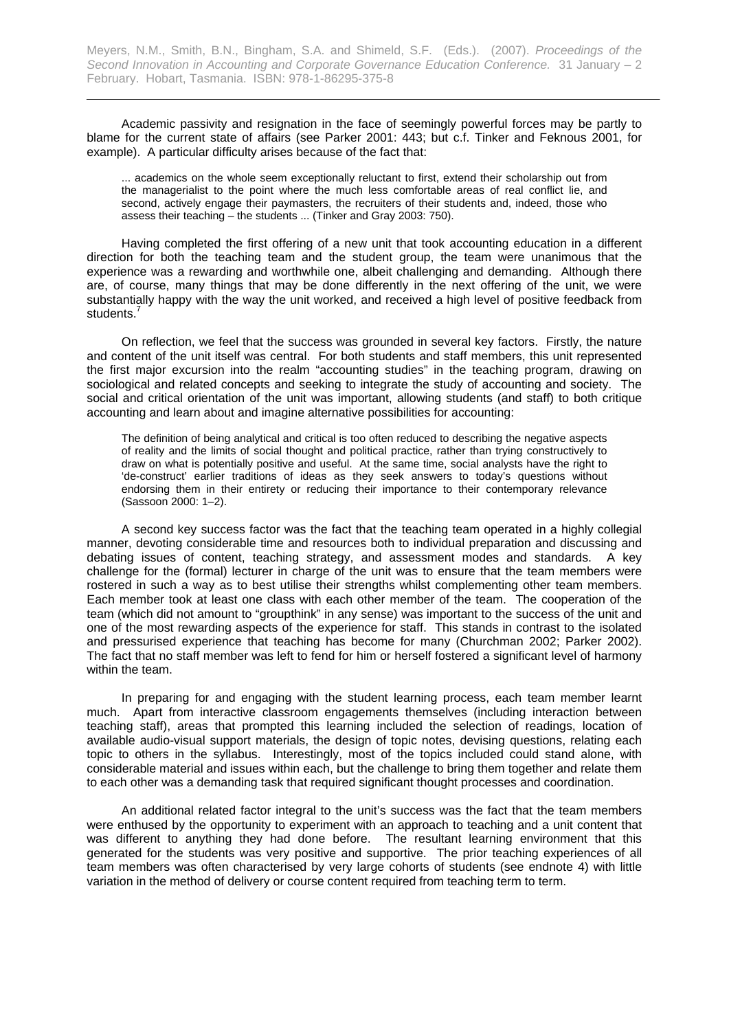Academic passivity and resignation in the face of seemingly powerful forces may be partly to blame for the current state of affairs (see Parker 2001: 443; but c.f. Tinker and Feknous 2001, for example). A particular difficulty arises because of the fact that:

> ... academics on the whole seem exceptionally reluctant to first, extend their scholarship out from the managerialist to the point where the much less comfortable areas of real conflict lie, and second, actively engage their paymasters, the recruiters of their students and, indeed, those who assess their teaching – the students ... (Tinker and Gray 2003: 750).

Having completed the first offering of a new unit that took accounting education in a different direction for both the teaching team and the student group, the team were unanimous that the experience was a rewarding and worthwhile one, albeit challenging and demanding. Although there are, of course, many things that may be done differently in the next offering of the unit, we were substantially happy with the way the unit worked, and received a high level of positive feedback from students.[7]

On reflection, we feel that the success was grounded in several key factors. Firstly, the nature and content of the unit itself was central. For both students and staff members, this unit represented the first major excursion into the realm "accounting studies" in the teaching program, drawing on sociological and related concepts and seeking to integrate the study of accounting and society. The social and critical orientation of the unit was important, allowing students (and staff) to both critique accounting and learn about and imagine alternative possibilities for accounting:

> The definition of being analytical and critical is too often reduced to describing the negative aspects of reality and the limits of social thought and political practice, rather than trying constructively to draw on what is potentially positive and useful. At the same time, social analysts have the right to 'de-construct' earlier traditions of ideas as they seek answers to today's questions without endorsing them in their entirety or reducing their importance to their contemporary relevance (Sassoon 2000: 1–2).

A second key success factor was the fact that the teaching team operated in a highly collegial manner, devoting considerable time and resources both to individual preparation and discussing and debating issues of content, teaching strategy, and assessment modes and standards. A key challenge for the (formal) lecturer in charge of the unit was to ensure that the team members were rostered in such a way as to best utilise their strengths whilst complementing other team members. Each member took at least one class with each other member of the team. The cooperation of the team (which did not amount to "groupthink" in any sense) was important to the success of the unit and one of the most rewarding aspects of the experience for staff. This stands in contrast to the isolated and pressurised experience that teaching has become for many (Churchman 2002; Parker 2002). The fact that no staff member was left to fend for him or herself fostered a significant level of harmony within the team.

In preparing for and engaging with the student learning process, each team member learnt much. Apart from interactive classroom engagements themselves (including interaction between teaching staff), areas that prompted this learning included the selection of readings, location of available audio-visual support materials, the design of topic notes, devising questions, relating each topic to others in the syllabus. Interestingly, most of the topics included could stand alone, with considerable material and issues within each, but the challenge to bring them together and relate them to each other was a demanding task that required significant thought processes and coordination.

An additional related factor integral to the unit's success was the fact that the team members were enthused by the opportunity to experiment with an approach to teaching and a unit content that was different to anything they had done before. The resultant learning environment that this generated for the students was very positive and supportive. The prior teaching experiences of all team members was often characterised by very large cohorts of students (see endnote 4) with little variation in the method of delivery or course content required from teaching term to term.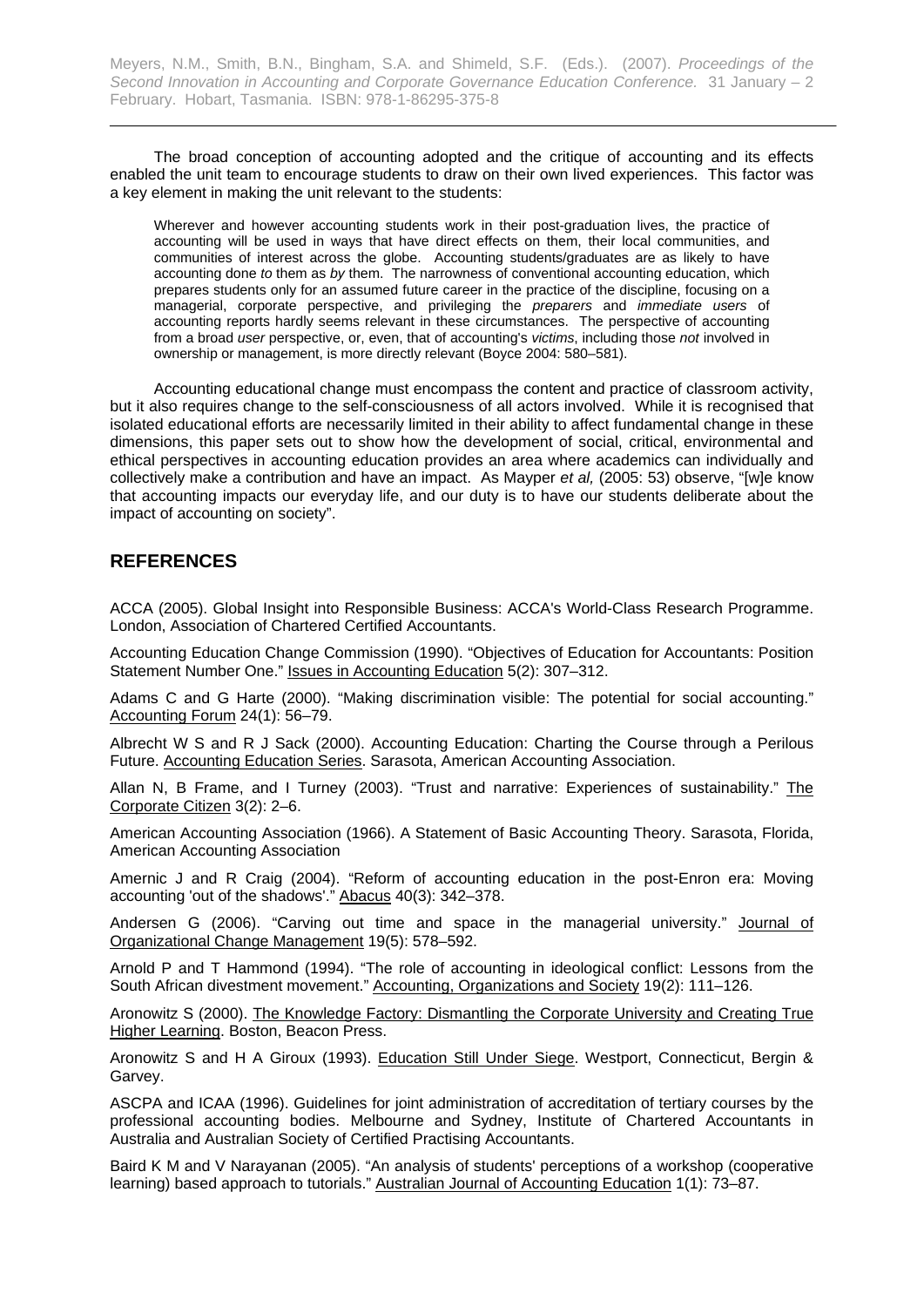The broad conception of accounting adopted and the critique of accounting and its effects enabled the unit team to encourage students to draw on their own lived experiences. This factor was a key element in making the unit relevant to the students:

> Wherever and however accounting students work in their post-graduation lives, the practice of accounting will be used in ways that have direct effects on them, their local communities, and communities of interest across the globe. Accounting students/graduates are as likely to have accounting done *to* them as *by* them. The narrowness of conventional accounting education, which prepares students only for an assumed future career in the practice of the discipline, focusing on a managerial, corporate perspective, and privileging the *preparers* and *immediate users* of accounting reports hardly seems relevant in these circumstances. The perspective of accounting from a broad *user* perspective, or, even, that of accounting's *victims*, including those *not* involved in ownership or management, is more directly relevant (Boyce 2004: 580–581).

Accounting educational change must encompass the content and practice of classroom activity, but it also requires change to the self-consciousness of all actors involved. While it is recognised that isolated educational efforts are necessarily limited in their ability to affect fundamental change in these dimensions, this paper sets out to show how the development of social, critical, environmental and ethical perspectives in accounting education provides an area where academics can individually and collectively make a contribution and have an impact. As Mayper *et al,* (2005: 53) observe, "[w]e know that accounting impacts our everyday life, and our duty is to have our students deliberate about the impact of accounting on society".

## REFERENCES

ACCA (2005). Global Insight into Responsible Business: ACCA's World-Class Research Programme. London, Association of Chartered Certified Accountants.

Accounting Education Change Commission (1990). "Objectives of Education for Accountants: Position Statement Number One." Issues in Accounting Education 5(2): 307–312.

Adams C and G Harte (2000). "Making discrimination visible: The potential for social accounting." Accounting Forum 24(1): 56–79.

Albrecht W S and R J Sack (2000). Accounting Education: Charting the Course through a Perilous Future. Accounting Education Series. Sarasota, American Accounting Association.

Allan N, B Frame, and I Turney (2003). "Trust and narrative: Experiences of sustainability." The Corporate Citizen 3(2): 2–6.

American Accounting Association (1966). A Statement of Basic Accounting Theory. Sarasota, Florida, American Accounting Association

Amernic J and R Craig (2004). "Reform of accounting education in the post-Enron era: Moving accounting 'out of the shadows'." Abacus 40(3): 342–378.

Andersen G (2006). "Carving out time and space in the managerial university." Journal of Organizational Change Management 19(5): 578–592.

Arnold P and T Hammond (1994). "The role of accounting in ideological conflict: Lessons from the South African divestment movement." Accounting, Organizations and Society 19(2): 111–126.

Aronowitz S (2000). The Knowledge Factory: Dismantling the Corporate University and Creating True Higher Learning. Boston, Beacon Press.

Aronowitz S and H A Giroux (1993). Education Still Under Siege. Westport, Connecticut, Bergin & Garvey.

ASCPA and ICAA (1996). Guidelines for joint administration of accreditation of tertiary courses by the professional accounting bodies. Melbourne and Sydney, Institute of Chartered Accountants in Australia and Australian Society of Certified Practising Accountants.

Baird K M and V Narayanan (2005). "An analysis of students' perceptions of a workshop (cooperative learning) based approach to tutorials." Australian Journal of Accounting Education 1(1): 73–87.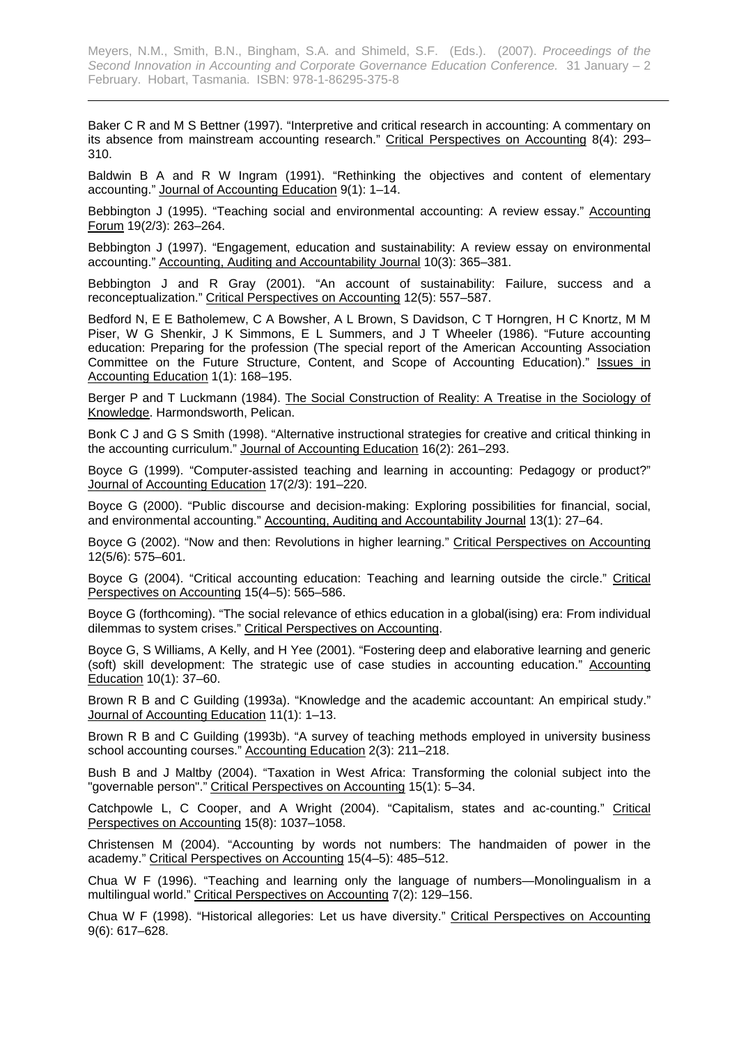Baker C R and M S Bettner (1997). "Interpretive and critical research in accounting: A commentary on its absence from mainstream accounting research." Critical Perspectives on Accounting 8(4): 293–310.

Baldwin B A and R W Ingram (1991). "Rethinking the objectives and content of elementary accounting." Journal of Accounting Education 9(1): 1–14.

Bebbington J (1995). "Teaching social and environmental accounting: A review essay." Accounting Forum 19(2/3): 263–264.

Bebbington J (1997). "Engagement, education and sustainability: A review essay on environmental accounting." Accounting, Auditing and Accountability Journal 10(3): 365–381.

Bebbington J and R Gray (2001). "An account of sustainability: Failure, success and a reconceptualization." Critical Perspectives on Accounting 12(5): 557–587.

Bedford N, E E Batholemew, C A Bowsher, A L Brown, S Davidson, C T Horngren, H C Knortz, M M Piser, W G Shenkir, J K Simmons, E L Summers, and J T Wheeler (1986). "Future accounting education: Preparing for the profession (The special report of the American Accounting Association Committee on the Future Structure, Content, and Scope of Accounting Education)." Issues in Accounting Education 1(1): 168–195.

Berger P and T Luckmann (1984). The Social Construction of Reality: A Treatise in the Sociology of Knowledge. Harmondsworth, Pelican.

Bonk C J and G S Smith (1998). "Alternative instructional strategies for creative and critical thinking in the accounting curriculum." Journal of Accounting Education 16(2): 261–293.

Boyce G (1999). "Computer-assisted teaching and learning in accounting: Pedagogy or product?" Journal of Accounting Education 17(2/3): 191–220.

Boyce G (2000). "Public discourse and decision-making: Exploring possibilities for financial, social, and environmental accounting." Accounting, Auditing and Accountability Journal 13(1): 27–64.

Boyce G (2002). "Now and then: Revolutions in higher learning." Critical Perspectives on Accounting 12(5/6): 575–601.

Boyce G (2004). "Critical accounting education: Teaching and learning outside the circle." Critical Perspectives on Accounting 15(4–5): 565–586.

Boyce G (forthcoming). "The social relevance of ethics education in a global(ising) era: From individual dilemmas to system crises." Critical Perspectives on Accounting.

Boyce G, S Williams, A Kelly, and H Yee (2001). "Fostering deep and elaborative learning and generic (soft) skill development: The strategic use of case studies in accounting education." Accounting Education 10(1): 37–60.

Brown R B and C Guilding (1993a). "Knowledge and the academic accountant: An empirical study." Journal of Accounting Education 11(1): 1–13.

Brown R B and C Guilding (1993b). "A survey of teaching methods employed in university business school accounting courses." Accounting Education 2(3): 211–218.

Bush B and J Maltby (2004). "Taxation in West Africa: Transforming the colonial subject into the "governable person"." Critical Perspectives on Accounting 15(1): 5–34.

Catchpowle L, C Cooper, and A Wright (2004). "Capitalism, states and ac-counting." Critical Perspectives on Accounting 15(8): 1037–1058.

Christensen M (2004). "Accounting by words not numbers: The handmaiden of power in the academy." Critical Perspectives on Accounting 15(4–5): 485–512.

Chua W F (1996). "Teaching and learning only the language of numbers—Monolingualism in a multilingual world." Critical Perspectives on Accounting 7(2): 129–156.

Chua W F (1998). "Historical allegories: Let us have diversity." Critical Perspectives on Accounting 9(6): 617–628.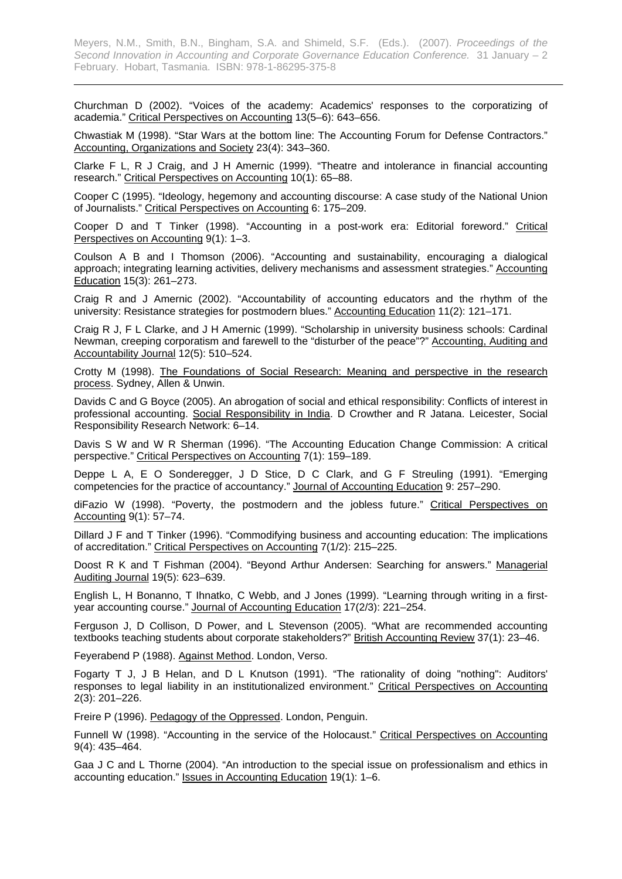Churchman D (2002). “Voices of the academy: Academics' responses to the corporatizing of academia.” Critical Perspectives on Accounting 13(5–6): 643–656.

Chwastiak M (1998). “Star Wars at the bottom line: The Accounting Forum for Defense Contractors.” Accounting, Organizations and Society 23(4): 343–360.

Clarke F L, R J Craig, and J H Amernic (1999). “Theatre and intolerance in financial accounting research.” Critical Perspectives on Accounting 10(1): 65–88.

Cooper C (1995). “Ideology, hegemony and accounting discourse: A case study of the National Union of Journalists.” Critical Perspectives on Accounting 6: 175–209.

Cooper D and T Tinker (1998). “Accounting in a post-work era: Editorial foreword.” Critical Perspectives on Accounting 9(1): 1–3.

Coulson A B and I Thomson (2006). “Accounting and sustainability, encouraging a dialogical approach; integrating learning activities, delivery mechanisms and assessment strategies.” Accounting Education 15(3): 261–273.

Craig R and J Amernic (2002). “Accountability of accounting educators and the rhythm of the university: Resistance strategies for postmodern blues.” Accounting Education 11(2): 121–171.

Craig R J, F L Clarke, and J H Amernic (1999). “Scholarship in university business schools: Cardinal Newman, creeping corporatism and farewell to the “disturber of the peace”?” Accounting, Auditing and Accountability Journal 12(5): 510–524.

Crotty M (1998). The Foundations of Social Research: Meaning and perspective in the research process. Sydney, Allen & Unwin.

Davids C and G Boyce (2005). An abrogation of social and ethical responsibility: Conflicts of interest in professional accounting. Social Responsibility in India. D Crowther and R Jatana. Leicester, Social Responsibility Research Network: 6–14.

Davis S W and W R Sherman (1996). “The Accounting Education Change Commission: A critical perspective.” Critical Perspectives on Accounting 7(1): 159–189.

Deppe L A, E O Sonderegger, J D Stice, D C Clark, and G F Streuling (1991). “Emerging competencies for the practice of accountancy.” Journal of Accounting Education 9: 257–290.

diFazio W (1998). “Poverty, the postmodern and the jobless future.” Critical Perspectives on Accounting 9(1): 57–74.

Dillard J F and T Tinker (1996). “Commodifying business and accounting education: The implications of accreditation.” Critical Perspectives on Accounting 7(1/2): 215–225.

Doost R K and T Fishman (2004). “Beyond Arthur Andersen: Searching for answers.” Managerial Auditing Journal 19(5): 623–639.

English L, H Bonanno, T Ihnatko, C Webb, and J Jones (1999). “Learning through writing in a first-year accounting course.” Journal of Accounting Education 17(2/3): 221–254.

Ferguson J, D Collison, D Power, and L Stevenson (2005). “What are recommended accounting textbooks teaching students about corporate stakeholders?” British Accounting Review 37(1): 23–46.

Feyerabend P (1988). Against Method. London, Verso.

Fogarty T J, J B Helan, and D L Knutson (1991). “The rationality of doing "nothing": Auditors' responses to legal liability in an institutionalized environment.” Critical Perspectives on Accounting 2(3): 201–226.

Freire P (1996). Pedagogy of the Oppressed. London, Penguin.

Funnell W (1998). “Accounting in the service of the Holocaust.” Critical Perspectives on Accounting 9(4): 435–464.

Gaa J C and L Thorne (2004). “An introduction to the special issue on professionalism and ethics in accounting education.” Issues in Accounting Education 19(1): 1–6.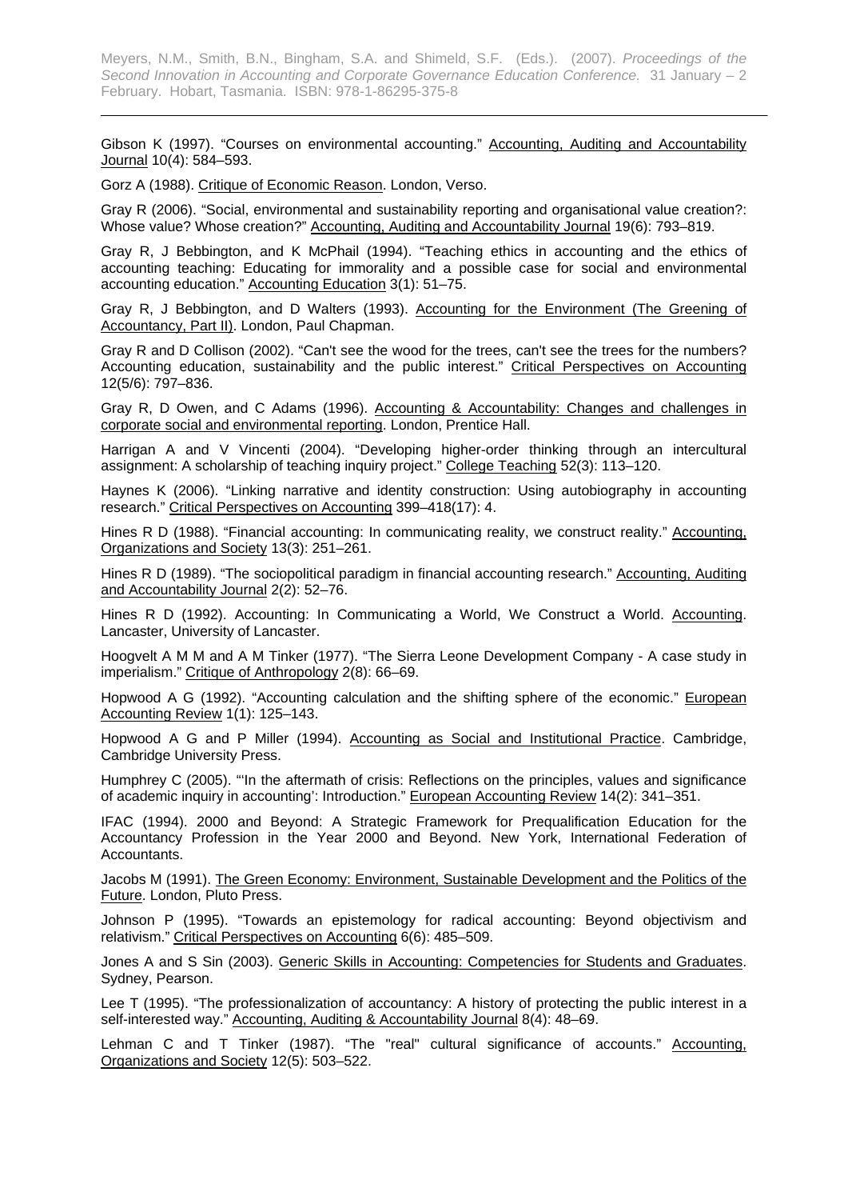Gibson K (1997). "Courses on environmental accounting." Accounting, Auditing and Accountability Journal 10(4): 584–593.

Gorz A (1988). Critique of Economic Reason. London, Verso.

Gray R (2006). "Social, environmental and sustainability reporting and organisational value creation?: Whose value? Whose creation?" Accounting, Auditing and Accountability Journal 19(6): 793–819.

Gray R, J Bebbington, and K McPhail (1994). "Teaching ethics in accounting and the ethics of accounting teaching: Educating for immorality and a possible case for social and environmental accounting education." Accounting Education 3(1): 51–75.

Gray R, J Bebbington, and D Walters (1993). Accounting for the Environment (The Greening of Accountancy, Part II). London, Paul Chapman.

Gray R and D Collison (2002). "Can't see the wood for the trees, can't see the trees for the numbers? Accounting education, sustainability and the public interest." Critical Perspectives on Accounting 12(5/6): 797–836.

Gray R, D Owen, and C Adams (1996). Accounting & Accountability: Changes and challenges in corporate social and environmental reporting. London, Prentice Hall.

Harrigan A and V Vincenti (2004). "Developing higher-order thinking through an intercultural assignment: A scholarship of teaching inquiry project." College Teaching 52(3): 113–120.

Haynes K (2006). "Linking narrative and identity construction: Using autobiography in accounting research." Critical Perspectives on Accounting 399–418(17): 4.

Hines R D (1988). "Financial accounting: In communicating reality, we construct reality." Accounting, Organizations and Society 13(3): 251–261.

Hines R D (1989). "The sociopolitical paradigm in financial accounting research." Accounting, Auditing and Accountability Journal 2(2): 52–76.

Hines R D (1992). Accounting: In Communicating a World, We Construct a World. Accounting. Lancaster, University of Lancaster.

Hoogvelt A M M and A M Tinker (1977). "The Sierra Leone Development Company - A case study in imperialism." Critique of Anthropology 2(8): 66–69.

Hopwood A G (1992). "Accounting calculation and the shifting sphere of the economic." European Accounting Review 1(1): 125–143.

Hopwood A G and P Miller (1994). Accounting as Social and Institutional Practice. Cambridge, Cambridge University Press.

Humphrey C (2005). "'In the aftermath of crisis: Reflections on the principles, values and significance of academic inquiry in accounting': Introduction." European Accounting Review 14(2): 341–351.

IFAC (1994). 2000 and Beyond: A Strategic Framework for Prequalification Education for the Accountancy Profession in the Year 2000 and Beyond. New York, International Federation of Accountants.

Jacobs M (1991). The Green Economy: Environment, Sustainable Development and the Politics of the Future. London, Pluto Press.

Johnson P (1995). "Towards an epistemology for radical accounting: Beyond objectivism and relativism." Critical Perspectives on Accounting 6(6): 485–509.

Jones A and S Sin (2003). Generic Skills in Accounting: Competencies for Students and Graduates. Sydney, Pearson.

Lee T (1995). "The professionalization of accountancy: A history of protecting the public interest in a self-interested way." Accounting, Auditing & Accountability Journal 8(4): 48–69.

Lehman C and T Tinker (1987). "The "real" cultural significance of accounts." Accounting, Organizations and Society 12(5): 503–522.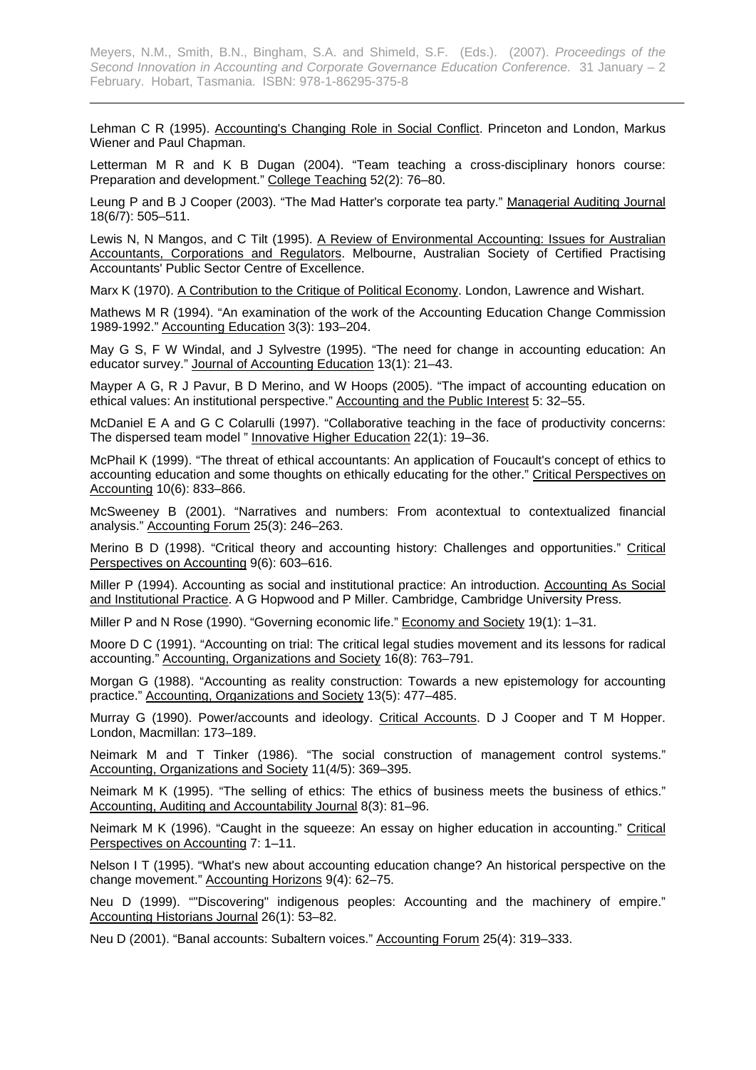Lehman C R (1995). Accounting's Changing Role in Social Conflict. Princeton and London, Markus Wiener and Paul Chapman.

Letterman M R and K B Dugan (2004). "Team teaching a cross-disciplinary honors course: Preparation and development." College Teaching 52(2): 76–80.

Leung P and B J Cooper (2003). "The Mad Hatter's corporate tea party." Managerial Auditing Journal 18(6/7): 505–511.

Lewis N, N Mangos, and C Tilt (1995). A Review of Environmental Accounting: Issues for Australian Accountants, Corporations and Regulators. Melbourne, Australian Society of Certified Practising Accountants' Public Sector Centre of Excellence.

Marx K (1970). A Contribution to the Critique of Political Economy. London, Lawrence and Wishart.

Mathews M R (1994). "An examination of the work of the Accounting Education Change Commission 1989-1992." Accounting Education 3(3): 193–204.

May G S, F W Windal, and J Sylvestre (1995). "The need for change in accounting education: An educator survey." Journal of Accounting Education 13(1): 21–43.

Mayper A G, R J Pavur, B D Merino, and W Hoops (2005). "The impact of accounting education on ethical values: An institutional perspective." Accounting and the Public Interest 5: 32–55.

McDaniel E A and G C Colarulli (1997). "Collaborative teaching in the face of productivity concerns: The dispersed team model " Innovative Higher Education 22(1): 19–36.

McPhail K (1999). "The threat of ethical accountants: An application of Foucault's concept of ethics to accounting education and some thoughts on ethically educating for the other." Critical Perspectives on Accounting 10(6): 833–866.

McSweeney B (2001). "Narratives and numbers: From acontextual to contextualized financial analysis." Accounting Forum 25(3): 246–263.

Merino B D (1998). "Critical theory and accounting history: Challenges and opportunities." Critical Perspectives on Accounting 9(6): 603–616.

Miller P (1994). Accounting as social and institutional practice: An introduction. Accounting As Social and Institutional Practice. A G Hopwood and P Miller. Cambridge, Cambridge University Press.

Miller P and N Rose (1990). "Governing economic life." Economy and Society 19(1): 1–31.

Moore D C (1991). "Accounting on trial: The critical legal studies movement and its lessons for radical accounting." Accounting, Organizations and Society 16(8): 763–791.

Morgan G (1988). "Accounting as reality construction: Towards a new epistemology for accounting practice." Accounting, Organizations and Society 13(5): 477–485.

Murray G (1990). Power/accounts and ideology. Critical Accounts. D J Cooper and T M Hopper. London, Macmillan: 173–189.

Neimark M and T Tinker (1986). "The social construction of management control systems." Accounting, Organizations and Society 11(4/5): 369–395.

Neimark M K (1995). "The selling of ethics: The ethics of business meets the business of ethics." Accounting, Auditing and Accountability Journal 8(3): 81–96.

Neimark M K (1996). "Caught in the squeeze: An essay on higher education in accounting." Critical Perspectives on Accounting 7: 1–11.

Nelson I T (1995). "What's new about accounting education change? An historical perspective on the change movement." Accounting Horizons 9(4): 62–75.

Neu D (1999). ""Discovering" indigenous peoples: Accounting and the machinery of empire." Accounting Historians Journal 26(1): 53–82.

Neu D (2001). "Banal accounts: Subaltern voices." Accounting Forum 25(4): 319–333.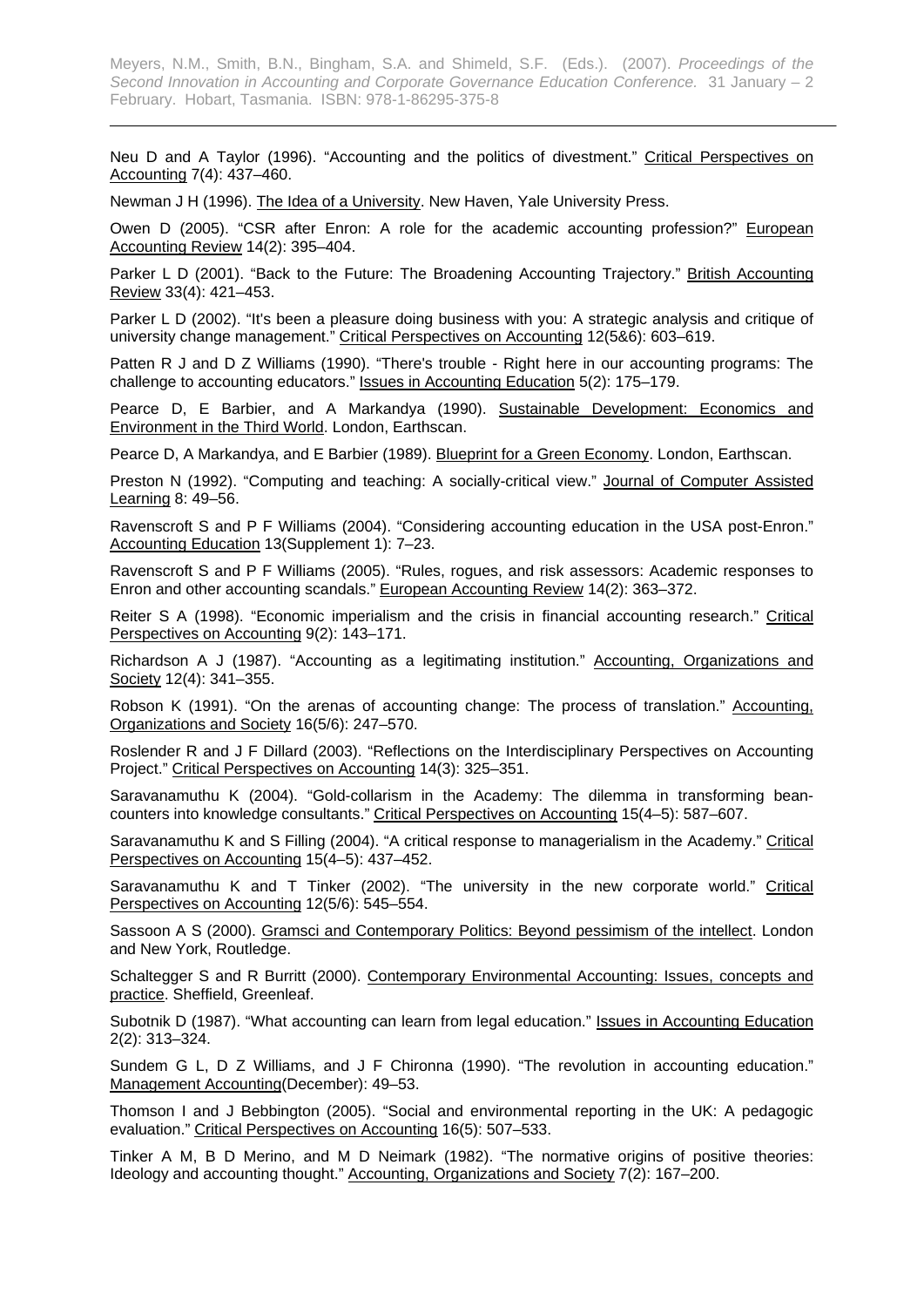Neu D and A Taylor (1996). "Accounting and the politics of divestment." Critical Perspectives on Accounting 7(4): 437–460.

Newman J H (1996). The Idea of a University. New Haven, Yale University Press.

Owen D (2005). "CSR after Enron: A role for the academic accounting profession?" European Accounting Review 14(2): 395–404.

Parker L D (2001). "Back to the Future: The Broadening Accounting Trajectory." British Accounting Review 33(4): 421–453.

Parker L D (2002). "It's been a pleasure doing business with you: A strategic analysis and critique of university change management." Critical Perspectives on Accounting 12(5&6): 603–619.

Patten R J and D Z Williams (1990). "There's trouble - Right here in our accounting programs: The challenge to accounting educators." Issues in Accounting Education 5(2): 175–179.

Pearce D, E Barbier, and A Markandya (1990). Sustainable Development: Economics and Environment in the Third World. London, Earthscan.

Pearce D, A Markandya, and E Barbier (1989). Blueprint for a Green Economy. London, Earthscan.

Preston N (1992). "Computing and teaching: A socially-critical view." Journal of Computer Assisted Learning 8: 49–56.

Ravenscroft S and P F Williams (2004). "Considering accounting education in the USA post-Enron." Accounting Education 13(Supplement 1): 7–23.

Ravenscroft S and P F Williams (2005). "Rules, rogues, and risk assessors: Academic responses to Enron and other accounting scandals." European Accounting Review 14(2): 363–372.

Reiter S A (1998). "Economic imperialism and the crisis in financial accounting research." Critical Perspectives on Accounting 9(2): 143–171.

Richardson A J (1987). "Accounting as a legitimating institution." Accounting, Organizations and Society 12(4): 341–355.

Robson K (1991). "On the arenas of accounting change: The process of translation." Accounting, Organizations and Society 16(5/6): 247–570.

Roslender R and J F Dillard (2003). "Reflections on the Interdisciplinary Perspectives on Accounting Project." Critical Perspectives on Accounting 14(3): 325–351.

Saravanamuthu K (2004). "Gold-collarism in the Academy: The dilemma in transforming bean-counters into knowledge consultants." Critical Perspectives on Accounting 15(4–5): 587–607.

Saravanamuthu K and S Filling (2004). "A critical response to managerialism in the Academy." Critical Perspectives on Accounting 15(4–5): 437–452.

Saravanamuthu K and T Tinker (2002). "The university in the new corporate world." Critical Perspectives on Accounting 12(5/6): 545–554.

Sassoon A S (2000). Gramsci and Contemporary Politics: Beyond pessimism of the intellect. London and New York, Routledge.

Schaltegger S and R Burritt (2000). Contemporary Environmental Accounting: Issues, concepts and practice. Sheffield, Greenleaf.

Subotnik D (1987). "What accounting can learn from legal education." Issues in Accounting Education 2(2): 313–324.

Sundem G L, D Z Williams, and J F Chironna (1990). "The revolution in accounting education." Management Accounting(December): 49–53.

Thomson I and J Bebbington (2005). "Social and environmental reporting in the UK: A pedagogic evaluation." Critical Perspectives on Accounting 16(5): 507–533.

Tinker A M, B D Merino, and M D Neimark (1982). "The normative origins of positive theories: Ideology and accounting thought." Accounting, Organizations and Society 7(2): 167–200.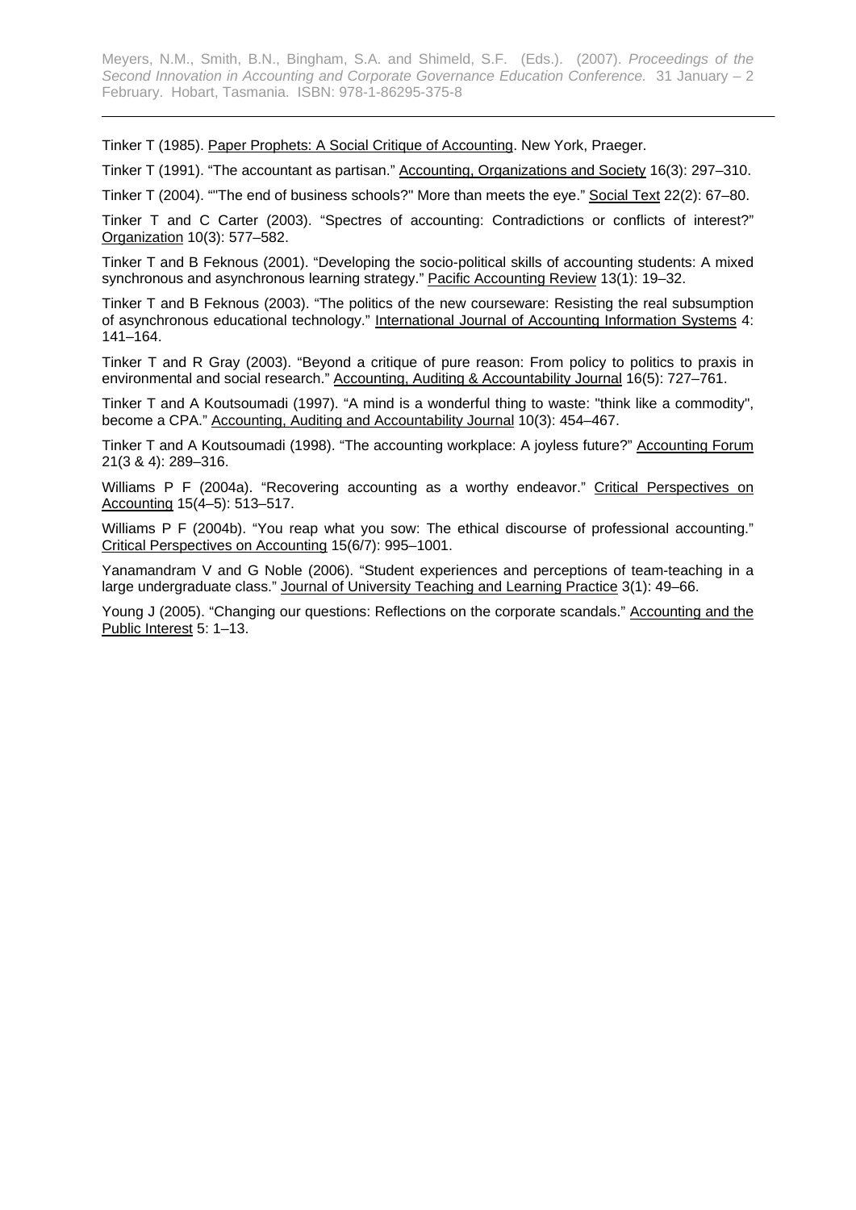Tinker T (1985). Paper Prophets: A Social Critique of Accounting. New York, Praeger.

Tinker T (1991). "The accountant as partisan." Accounting, Organizations and Society 16(3): 297–310.

Tinker T (2004). ""The end of business schools?" More than meets the eye." Social Text 22(2): 67–80.

Tinker T and C Carter (2003). "Spectres of accounting: Contradictions or conflicts of interest?" Organization 10(3): 577–582.

Tinker T and B Feknous (2001). "Developing the socio-political skills of accounting students: A mixed synchronous and asynchronous learning strategy." Pacific Accounting Review 13(1): 19–32.

Tinker T and B Feknous (2003). "The politics of the new courseware: Resisting the real subsumption of asynchronous educational technology." International Journal of Accounting Information Systems 4: 141–164.

Tinker T and R Gray (2003). "Beyond a critique of pure reason: From policy to politics to praxis in environmental and social research." Accounting, Auditing & Accountability Journal 16(5): 727–761.

Tinker T and A Koutsoumadi (1997). "A mind is a wonderful thing to waste: "think like a commodity", become a CPA." Accounting, Auditing and Accountability Journal 10(3): 454–467.

Tinker T and A Koutsoumadi (1998). "The accounting workplace: A joyless future?" Accounting Forum 21(3 & 4): 289–316.

Williams P F (2004a). "Recovering accounting as a worthy endeavor." Critical Perspectives on Accounting 15(4–5): 513–517.

Williams P F (2004b). "You reap what you sow: The ethical discourse of professional accounting." Critical Perspectives on Accounting 15(6/7): 995–1001.

Yanamandram V and G Noble (2006). "Student experiences and perceptions of team-teaching in a large undergraduate class." Journal of University Teaching and Learning Practice 3(1): 49–66.

Young J (2005). "Changing our questions: Reflections on the corporate scandals." Accounting and the Public Interest 5: 1–13.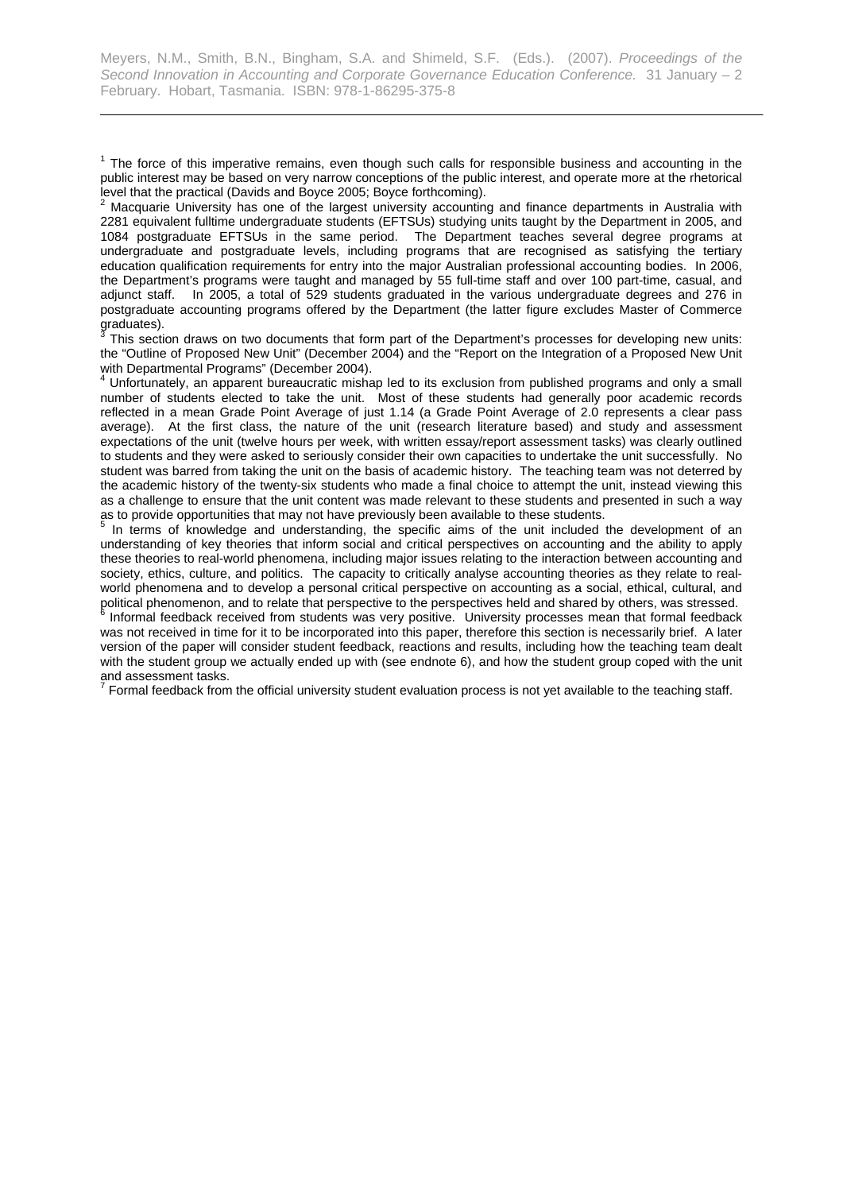[1] The force of this imperative remains, even though such calls for responsible business and accounting in the public interest may be based on very narrow conceptions of the public interest, and operate more at the rhetorical level that the practical (Davids and Boyce 2005; Boyce forthcoming).

[2] Macquarie University has one of the largest university accounting and finance departments in Australia with 2281 equivalent fulltime undergraduate students (EFTSUs) studying units taught by the Department in 2005, and 1084 postgraduate EFTSUs in the same period. The Department teaches several degree programs at undergraduate and postgraduate levels, including programs that are recognised as satisfying the tertiary education qualification requirements for entry into the major Australian professional accounting bodies. In 2006, the Department's programs were taught and managed by 55 full-time staff and over 100 part-time, casual, and adjunct staff. In 2005, a total of 529 students graduated in the various undergraduate degrees and 276 in postgraduate accounting programs offered by the Department (the latter figure excludes Master of Commerce graduates).

[3] This section draws on two documents that form part of the Department's processes for developing new units: the "Outline of Proposed New Unit" (December 2004) and the "Report on the Integration of a Proposed New Unit with Departmental Programs" (December 2004).

[4] Unfortunately, an apparent bureaucratic mishap led to its exclusion from published programs and only a small number of students elected to take the unit. Most of these students had generally poor academic records reflected in a mean Grade Point Average of just 1.14 (a Grade Point Average of 2.0 represents a clear pass average). At the first class, the nature of the unit (research literature based) and study and assessment expectations of the unit (twelve hours per week, with written essay/report assessment tasks) was clearly outlined to students and they were asked to seriously consider their own capacities to undertake the unit successfully. No student was barred from taking the unit on the basis of academic history. The teaching team was not deterred by the academic history of the twenty-six students who made a final choice to attempt the unit, instead viewing this as a challenge to ensure that the unit content was made relevant to these students and presented in such a way as to provide opportunities that may not have previously been available to these students.

[5] In terms of knowledge and understanding, the specific aims of the unit included the development of an understanding of key theories that inform social and critical perspectives on accounting and the ability to apply these theories to real-world phenomena, including major issues relating to the interaction between accounting and society, ethics, culture, and politics. The capacity to critically analyse accounting theories as they relate to real-world phenomena and to develop a personal critical perspective on accounting as a social, ethical, cultural, and political phenomenon, and to relate that perspective to the perspectives held and shared by others, was stressed.

[6] Informal feedback received from students was very positive. University processes mean that formal feedback was not received in time for it to be incorporated into this paper, therefore this section is necessarily brief. A later version of the paper will consider student feedback, reactions and results, including how the teaching team dealt with the student group we actually ended up with (see endnote 6), and how the student group coped with the unit and assessment tasks.

[7] Formal feedback from the official university student evaluation process is not yet available to the teaching staff.